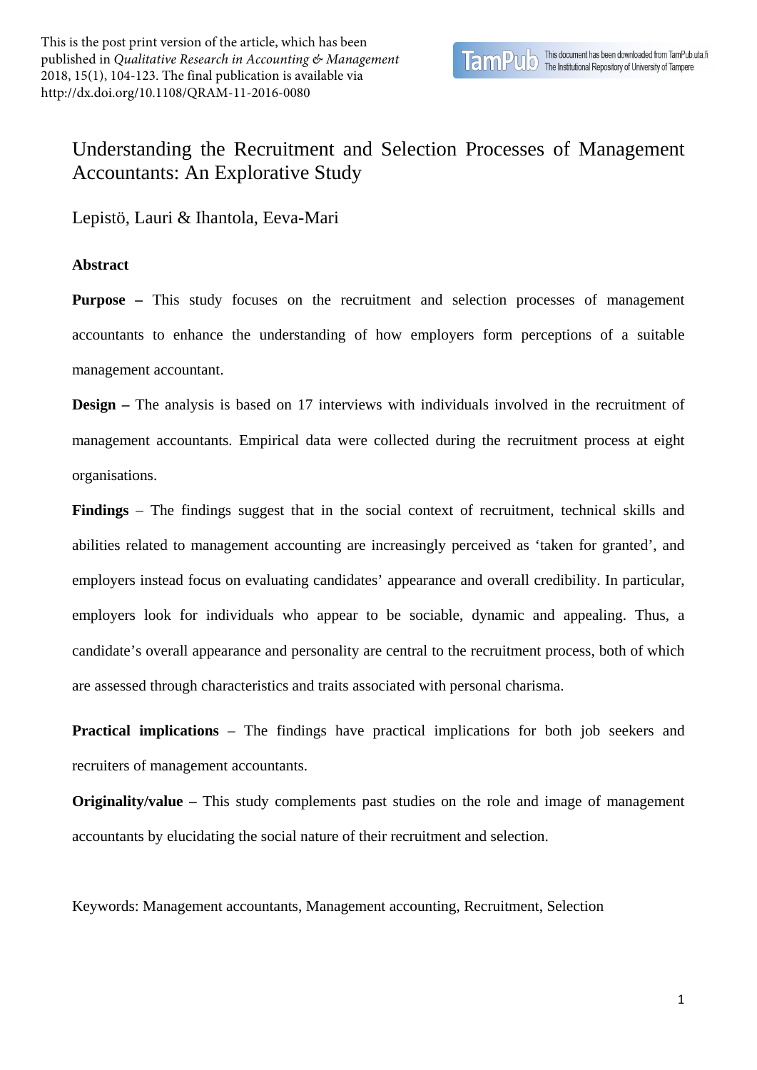This is the post print version of the article, which has been published in *Qualitative Research in Accounting & Management* 2018, 15(1), 104-123. The final publication is available via http://dx.doi.org/10.1108/QRAM-11-2016-0080

# Understanding the Recruitment and Selection Processes of Management Accountants: An Explorative Study

Lepistö, Lauri & Ihantola, Eeva-Mari

**Abstract**

**Purpose –** This study focuses on the recruitment and selection processes of management accountants to enhance the understanding of how employers form perceptions of a suitable management accountant.

**Design –** The analysis is based on 17 interviews with individuals involved in the recruitment of management accountants. Empirical data were collected during the recruitment process at eight organisations.

**Findings** – The findings suggest that in the social context of recruitment, technical skills and abilities related to management accounting are increasingly perceived as 'taken for granted', and employers instead focus on evaluating candidates' appearance and overall credibility. In particular, employers look for individuals who appear to be sociable, dynamic and appealing. Thus, a candidate's overall appearance and personality are central to the recruitment process, both of which are assessed through characteristics and traits associated with personal charisma.

**Practical implications** – The findings have practical implications for both job seekers and recruiters of management accountants.

**Originality/value –** This study complements past studies on the role and image of management accountants by elucidating the social nature of their recruitment and selection.

Keywords: Management accountants, Management accounting, Recruitment, Selection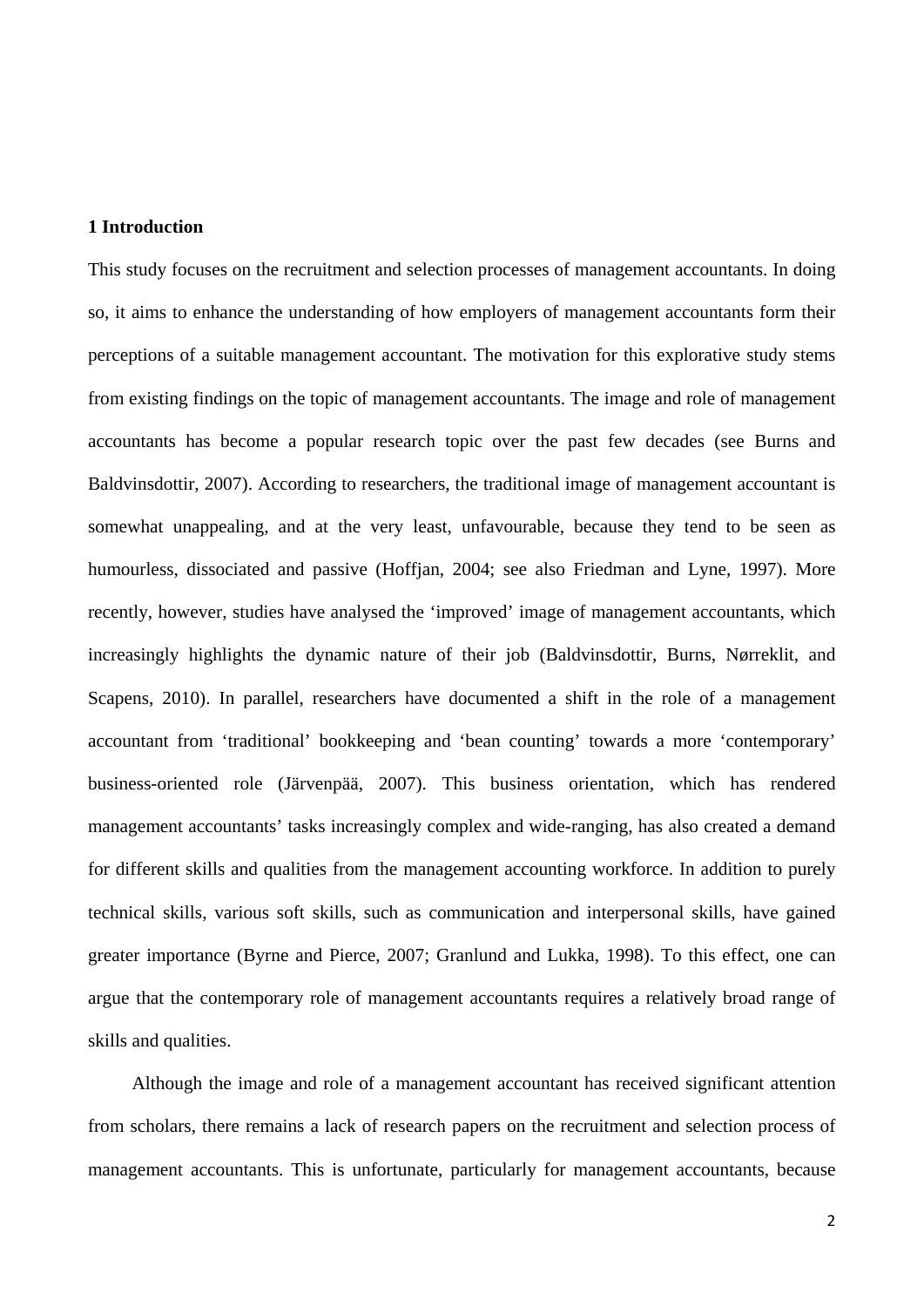## 1 Introduction

This study focuses on the recruitment and selection processes of management accountants. In doing so, it aims to enhance the understanding of how employers of management accountants form their perceptions of a suitable management accountant. The motivation for this explorative study stems from existing findings on the topic of management accountants. The image and role of management accountants has become a popular research topic over the past few decades (see Burns and Baldvinsdottir, 2007). According to researchers, the traditional image of management accountant is somewhat unappealing, and at the very least, unfavourable, because they tend to be seen as humourless, dissociated and passive (Hoffjan, 2004; see also Friedman and Lyne, 1997). More recently, however, studies have analysed the 'improved' image of management accountants, which increasingly highlights the dynamic nature of their job (Baldvinsdottir, Burns, Nørreklit, and Scapens, 2010). In parallel, researchers have documented a shift in the role of a management accountant from 'traditional' bookkeeping and 'bean counting' towards a more 'contemporary' business-oriented role (Järvenpää, 2007). This business orientation, which has rendered management accountants' tasks increasingly complex and wide-ranging, has also created a demand for different skills and qualities from the management accounting workforce. In addition to purely technical skills, various soft skills, such as communication and interpersonal skills, have gained greater importance (Byrne and Pierce, 2007; Granlund and Lukka, 1998). To this effect, one can argue that the contemporary role of management accountants requires a relatively broad range of skills and qualities.

Although the image and role of a management accountant has received significant attention from scholars, there remains a lack of research papers on the recruitment and selection process of management accountants. This is unfortunate, particularly for management accountants, because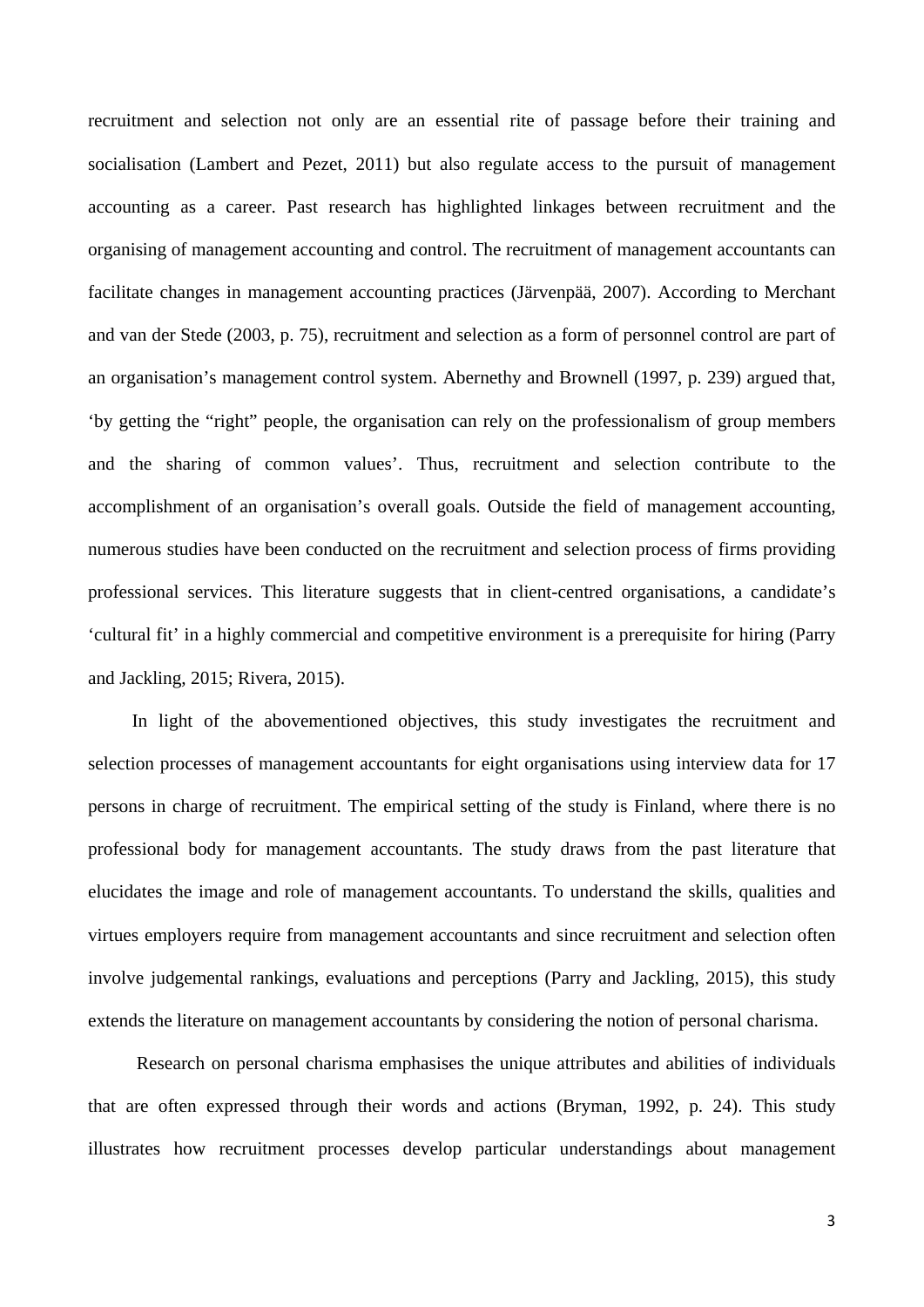recruitment and selection not only are an essential rite of passage before their training and socialisation (Lambert and Pezet, 2011) but also regulate access to the pursuit of management accounting as a career. Past research has highlighted linkages between recruitment and the organising of management accounting and control. The recruitment of management accountants can facilitate changes in management accounting practices (Järvenpää, 2007). According to Merchant and van der Stede (2003, p. 75), recruitment and selection as a form of personnel control are part of an organisation's management control system. Abernethy and Brownell (1997, p. 239) argued that, 'by getting the "right" people, the organisation can rely on the professionalism of group members and the sharing of common values'. Thus, recruitment and selection contribute to the accomplishment of an organisation's overall goals. Outside the field of management accounting, numerous studies have been conducted on the recruitment and selection process of firms providing professional services. This literature suggests that in client-centred organisations, a candidate's 'cultural fit' in a highly commercial and competitive environment is a prerequisite for hiring (Parry and Jackling, 2015; Rivera, 2015).

In light of the abovementioned objectives, this study investigates the recruitment and selection processes of management accountants for eight organisations using interview data for 17 persons in charge of recruitment. The empirical setting of the study is Finland, where there is no professional body for management accountants. The study draws from the past literature that elucidates the image and role of management accountants. To understand the skills, qualities and virtues employers require from management accountants and since recruitment and selection often involve judgemental rankings, evaluations and perceptions (Parry and Jackling, 2015), this study extends the literature on management accountants by considering the notion of personal charisma.

Research on personal charisma emphasises the unique attributes and abilities of individuals that are often expressed through their words and actions (Bryman, 1992, p. 24). This study illustrates how recruitment processes develop particular understandings about management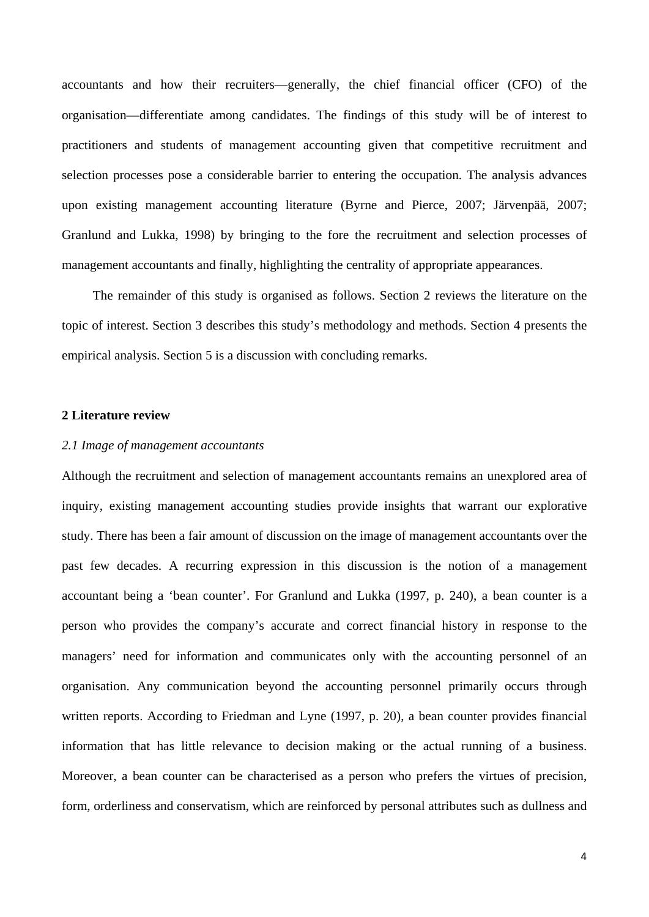accountants and how their recruiters—generally, the chief financial officer (CFO) of the organisation—differentiate among candidates. The findings of this study will be of interest to practitioners and students of management accounting given that competitive recruitment and selection processes pose a considerable barrier to entering the occupation. The analysis advances upon existing management accounting literature (Byrne and Pierce, 2007; Järvenpää, 2007; Granlund and Lukka, 1998) by bringing to the fore the recruitment and selection processes of management accountants and finally, highlighting the centrality of appropriate appearances.

The remainder of this study is organised as follows. Section 2 reviews the literature on the topic of interest. Section 3 describes this study's methodology and methods. Section 4 presents the empirical analysis. Section 5 is a discussion with concluding remarks.

## 2 Literature review

### *2.1 Image of management accountants*

Although the recruitment and selection of management accountants remains an unexplored area of inquiry, existing management accounting studies provide insights that warrant our explorative study. There has been a fair amount of discussion on the image of management accountants over the past few decades. A recurring expression in this discussion is the notion of a management accountant being a 'bean counter'. For Granlund and Lukka (1997, p. 240), a bean counter is a person who provides the company's accurate and correct financial history in response to the managers' need for information and communicates only with the accounting personnel of an organisation. Any communication beyond the accounting personnel primarily occurs through written reports. According to Friedman and Lyne (1997, p. 20), a bean counter provides financial information that has little relevance to decision making or the actual running of a business. Moreover, a bean counter can be characterised as a person who prefers the virtues of precision, form, orderliness and conservatism, which are reinforced by personal attributes such as dullness and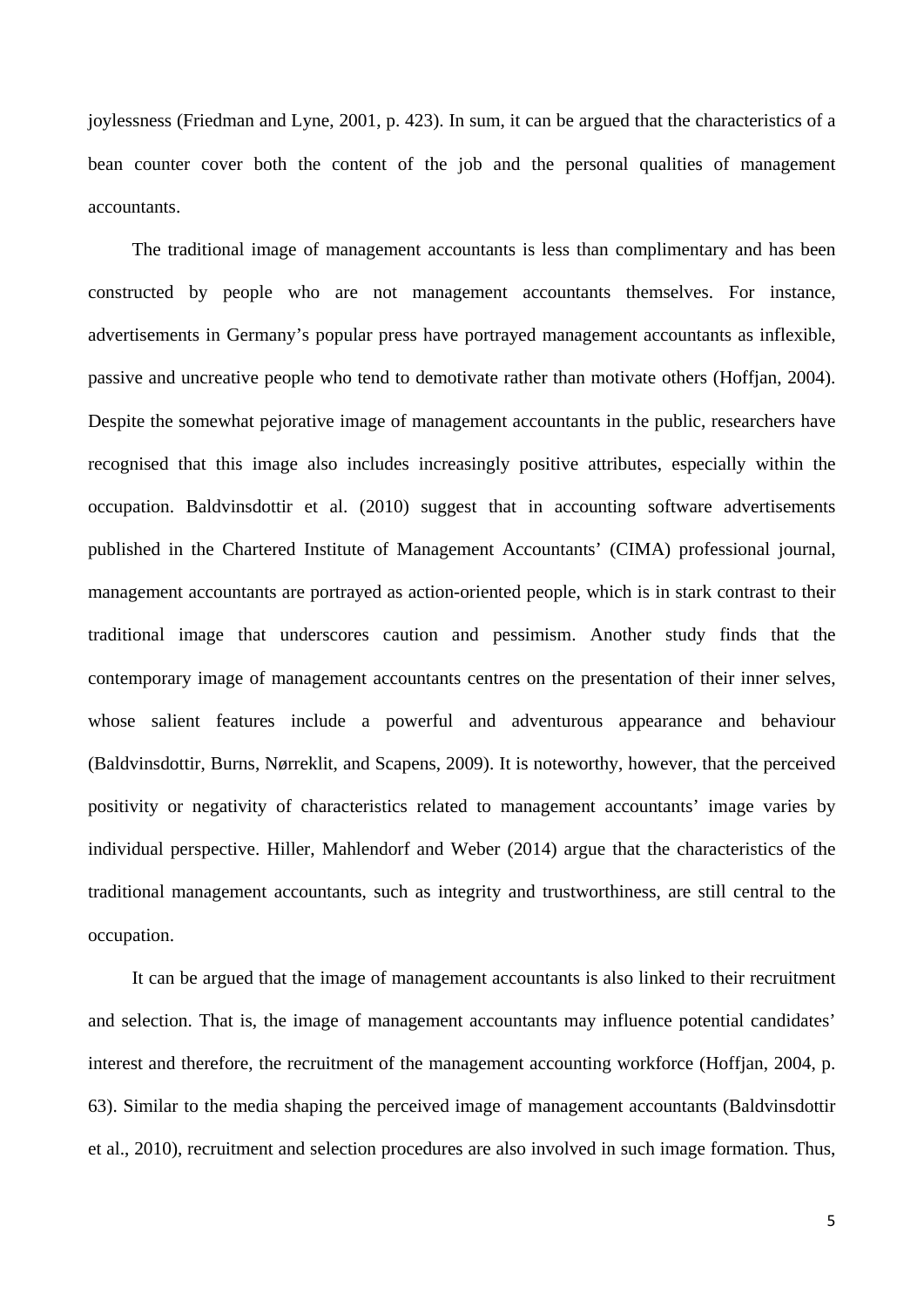joylessness (Friedman and Lyne, 2001, p. 423). In sum, it can be argued that the characteristics of a bean counter cover both the content of the job and the personal qualities of management accountants.

The traditional image of management accountants is less than complimentary and has been constructed by people who are not management accountants themselves. For instance, advertisements in Germany's popular press have portrayed management accountants as inflexible, passive and uncreative people who tend to demotivate rather than motivate others (Hoffjan, 2004). Despite the somewhat pejorative image of management accountants in the public, researchers have recognised that this image also includes increasingly positive attributes, especially within the occupation. Baldvinsdottir et al. (2010) suggest that in accounting software advertisements published in the Chartered Institute of Management Accountants' (CIMA) professional journal, management accountants are portrayed as action-oriented people, which is in stark contrast to their traditional image that underscores caution and pessimism. Another study finds that the contemporary image of management accountants centres on the presentation of their inner selves, whose salient features include a powerful and adventurous appearance and behaviour (Baldvinsdottir, Burns, Nørreklit, and Scapens, 2009). It is noteworthy, however, that the perceived positivity or negativity of characteristics related to management accountants' image varies by individual perspective. Hiller, Mahlendorf and Weber (2014) argue that the characteristics of the traditional management accountants, such as integrity and trustworthiness, are still central to the occupation.

It can be argued that the image of management accountants is also linked to their recruitment and selection. That is, the image of management accountants may influence potential candidates' interest and therefore, the recruitment of the management accounting workforce (Hoffjan, 2004, p. 63). Similar to the media shaping the perceived image of management accountants (Baldvinsdottir et al., 2010), recruitment and selection procedures are also involved in such image formation. Thus,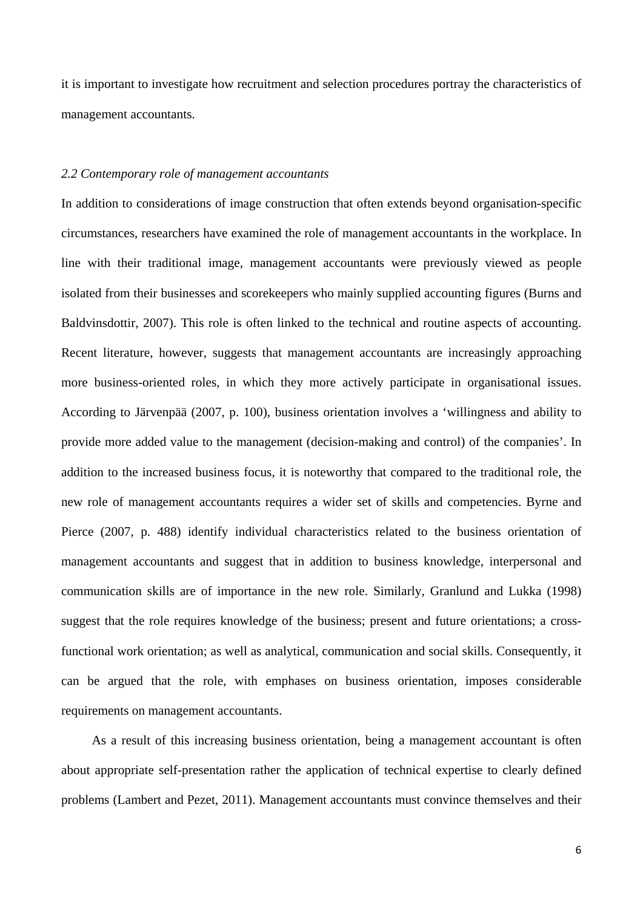it is important to investigate how recruitment and selection procedures portray the characteristics of management accountants.

### *2.2 Contemporary role of management accountants*

In addition to considerations of image construction that often extends beyond organisation-specific circumstances, researchers have examined the role of management accountants in the workplace. In line with their traditional image, management accountants were previously viewed as people isolated from their businesses and scorekeepers who mainly supplied accounting figures (Burns and Baldvinsdottir, 2007). This role is often linked to the technical and routine aspects of accounting. Recent literature, however, suggests that management accountants are increasingly approaching more business-oriented roles, in which they more actively participate in organisational issues. According to Järvenpää (2007, p. 100), business orientation involves a 'willingness and ability to provide more added value to the management (decision-making and control) of the companies'. In addition to the increased business focus, it is noteworthy that compared to the traditional role, the new role of management accountants requires a wider set of skills and competencies. Byrne and Pierce (2007, p. 488) identify individual characteristics related to the business orientation of management accountants and suggest that in addition to business knowledge, interpersonal and communication skills are of importance in the new role. Similarly, Granlund and Lukka (1998) suggest that the role requires knowledge of the business; present and future orientations; a cross-functional work orientation; as well as analytical, communication and social skills. Consequently, it can be argued that the role, with emphases on business orientation, imposes considerable requirements on management accountants.

As a result of this increasing business orientation, being a management accountant is often about appropriate self-presentation rather the application of technical expertise to clearly defined problems (Lambert and Pezet, 2011). Management accountants must convince themselves and their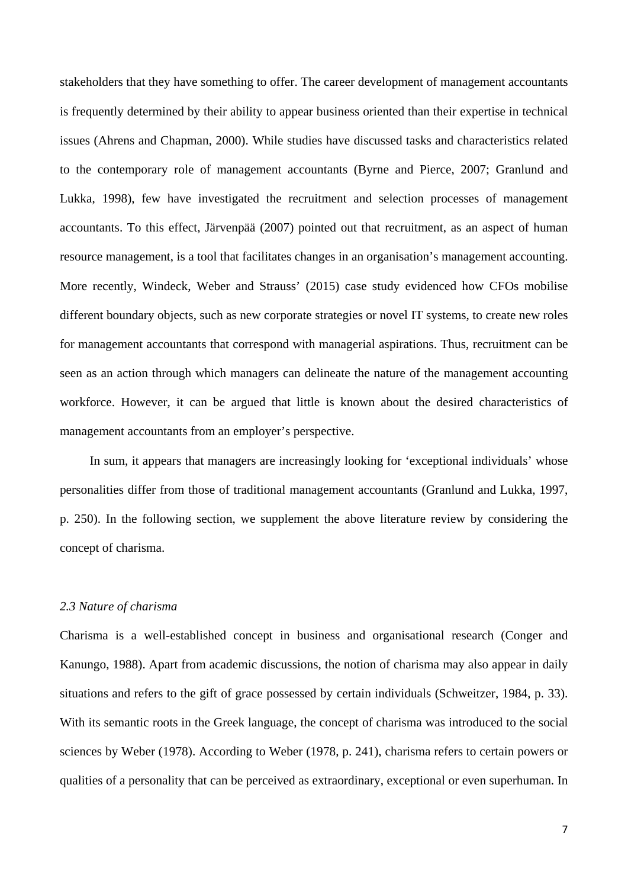stakeholders that they have something to offer. The career development of management accountants is frequently determined by their ability to appear business oriented than their expertise in technical issues (Ahrens and Chapman, 2000). While studies have discussed tasks and characteristics related to the contemporary role of management accountants (Byrne and Pierce, 2007; Granlund and Lukka, 1998), few have investigated the recruitment and selection processes of management accountants. To this effect, Järvenpää (2007) pointed out that recruitment, as an aspect of human resource management, is a tool that facilitates changes in an organisation's management accounting. More recently, Windeck, Weber and Strauss' (2015) case study evidenced how CFOs mobilise different boundary objects, such as new corporate strategies or novel IT systems, to create new roles for management accountants that correspond with managerial aspirations. Thus, recruitment can be seen as an action through which managers can delineate the nature of the management accounting workforce. However, it can be argued that little is known about the desired characteristics of management accountants from an employer's perspective.

In sum, it appears that managers are increasingly looking for 'exceptional individuals' whose personalities differ from those of traditional management accountants (Granlund and Lukka, 1997, p. 250). In the following section, we supplement the above literature review by considering the concept of charisma.

### *2.3 Nature of charisma*

Charisma is a well-established concept in business and organisational research (Conger and Kanungo, 1988). Apart from academic discussions, the notion of charisma may also appear in daily situations and refers to the gift of grace possessed by certain individuals (Schweitzer, 1984, p. 33). With its semantic roots in the Greek language, the concept of charisma was introduced to the social sciences by Weber (1978). According to Weber (1978, p. 241), charisma refers to certain powers or qualities of a personality that can be perceived as extraordinary, exceptional or even superhuman. In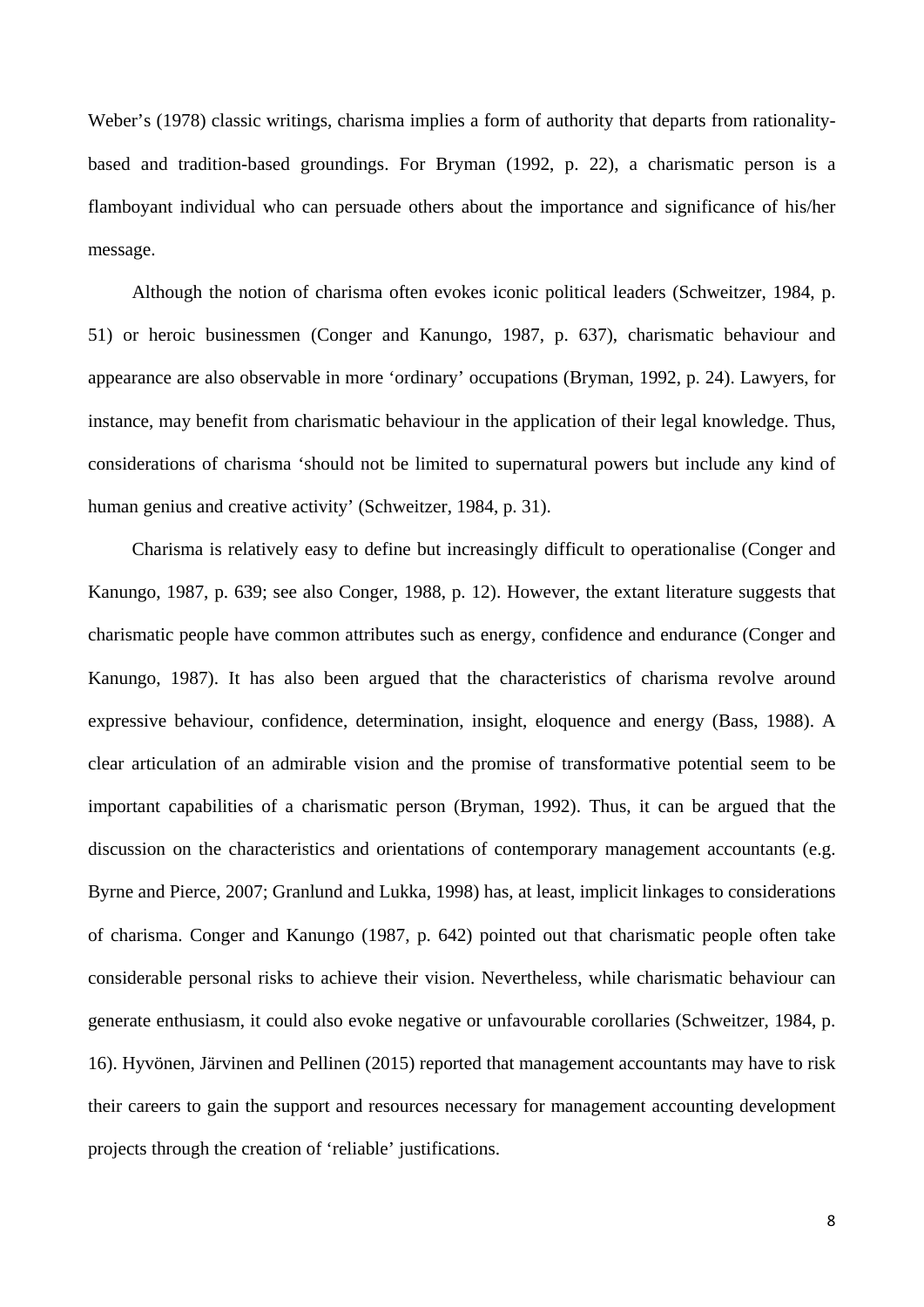Weber's (1978) classic writings, charisma implies a form of authority that departs from rationality-based and tradition-based groundings. For Bryman (1992, p. 22), a charismatic person is a flamboyant individual who can persuade others about the importance and significance of his/her message.

Although the notion of charisma often evokes iconic political leaders (Schweitzer, 1984, p. 51) or heroic businessmen (Conger and Kanungo, 1987, p. 637), charismatic behaviour and appearance are also observable in more 'ordinary' occupations (Bryman, 1992, p. 24). Lawyers, for instance, may benefit from charismatic behaviour in the application of their legal knowledge. Thus, considerations of charisma 'should not be limited to supernatural powers but include any kind of human genius and creative activity' (Schweitzer, 1984, p. 31).

Charisma is relatively easy to define but increasingly difficult to operationalise (Conger and Kanungo, 1987, p. 639; see also Conger, 1988, p. 12). However, the extant literature suggests that charismatic people have common attributes such as energy, confidence and endurance (Conger and Kanungo, 1987). It has also been argued that the characteristics of charisma revolve around expressive behaviour, confidence, determination, insight, eloquence and energy (Bass, 1988). A clear articulation of an admirable vision and the promise of transformative potential seem to be important capabilities of a charismatic person (Bryman, 1992). Thus, it can be argued that the discussion on the characteristics and orientations of contemporary management accountants (e.g. Byrne and Pierce, 2007; Granlund and Lukka, 1998) has, at least, implicit linkages to considerations of charisma. Conger and Kanungo (1987, p. 642) pointed out that charismatic people often take considerable personal risks to achieve their vision. Nevertheless, while charismatic behaviour can generate enthusiasm, it could also evoke negative or unfavourable corollaries (Schweitzer, 1984, p. 16). Hyvönen, Järvinen and Pellinen (2015) reported that management accountants may have to risk their careers to gain the support and resources necessary for management accounting development projects through the creation of 'reliable' justifications.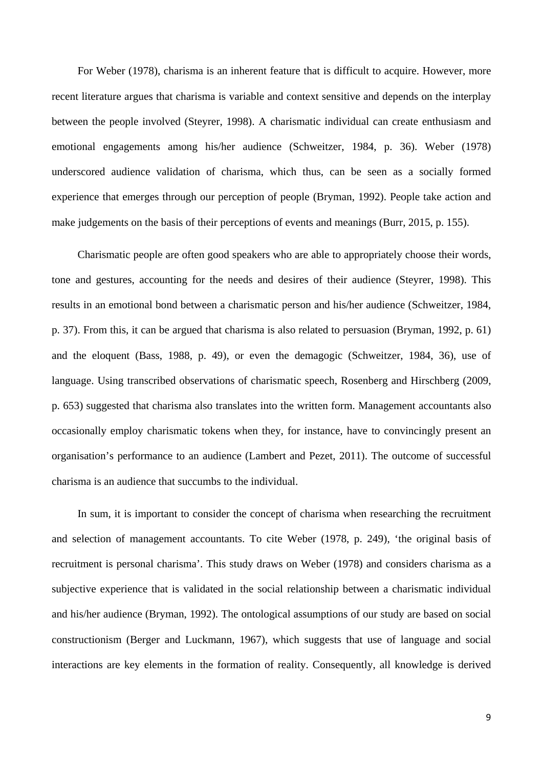For Weber (1978), charisma is an inherent feature that is difficult to acquire. However, more recent literature argues that charisma is variable and context sensitive and depends on the interplay between the people involved (Steyrer, 1998). A charismatic individual can create enthusiasm and emotional engagements among his/her audience (Schweitzer, 1984, p. 36). Weber (1978) underscored audience validation of charisma, which thus, can be seen as a socially formed experience that emerges through our perception of people (Bryman, 1992). People take action and make judgements on the basis of their perceptions of events and meanings (Burr, 2015, p. 155).

Charismatic people are often good speakers who are able to appropriately choose their words, tone and gestures, accounting for the needs and desires of their audience (Steyrer, 1998). This results in an emotional bond between a charismatic person and his/her audience (Schweitzer, 1984, p. 37). From this, it can be argued that charisma is also related to persuasion (Bryman, 1992, p. 61) and the eloquent (Bass, 1988, p. 49), or even the demagogic (Schweitzer, 1984, 36), use of language. Using transcribed observations of charismatic speech, Rosenberg and Hirschberg (2009, p. 653) suggested that charisma also translates into the written form. Management accountants also occasionally employ charismatic tokens when they, for instance, have to convincingly present an organisation's performance to an audience (Lambert and Pezet, 2011). The outcome of successful charisma is an audience that succumbs to the individual.

In sum, it is important to consider the concept of charisma when researching the recruitment and selection of management accountants. To cite Weber (1978, p. 249), 'the original basis of recruitment is personal charisma'. This study draws on Weber (1978) and considers charisma as a subjective experience that is validated in the social relationship between a charismatic individual and his/her audience (Bryman, 1992). The ontological assumptions of our study are based on social constructionism (Berger and Luckmann, 1967), which suggests that use of language and social interactions are key elements in the formation of reality. Consequently, all knowledge is derived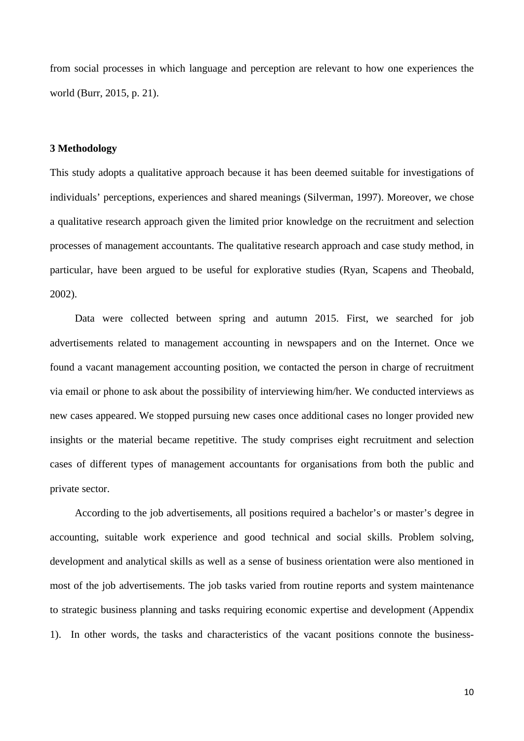from social processes in which language and perception are relevant to how one experiences the world (Burr, 2015, p. 21).

## 3 Methodology

This study adopts a qualitative approach because it has been deemed suitable for investigations of individuals' perceptions, experiences and shared meanings (Silverman, 1997). Moreover, we chose a qualitative research approach given the limited prior knowledge on the recruitment and selection processes of management accountants. The qualitative research approach and case study method, in particular, have been argued to be useful for explorative studies (Ryan, Scapens and Theobald, 2002).

Data were collected between spring and autumn 2015. First, we searched for job advertisements related to management accounting in newspapers and on the Internet. Once we found a vacant management accounting position, we contacted the person in charge of recruitment via email or phone to ask about the possibility of interviewing him/her. We conducted interviews as new cases appeared. We stopped pursuing new cases once additional cases no longer provided new insights or the material became repetitive. The study comprises eight recruitment and selection cases of different types of management accountants for organisations from both the public and private sector.

According to the job advertisements, all positions required a bachelor's or master's degree in accounting, suitable work experience and good technical and social skills. Problem solving, development and analytical skills as well as a sense of business orientation were also mentioned in most of the job advertisements. The job tasks varied from routine reports and system maintenance to strategic business planning and tasks requiring economic expertise and development (Appendix 1). In other words, the tasks and characteristics of the vacant positions connote the business-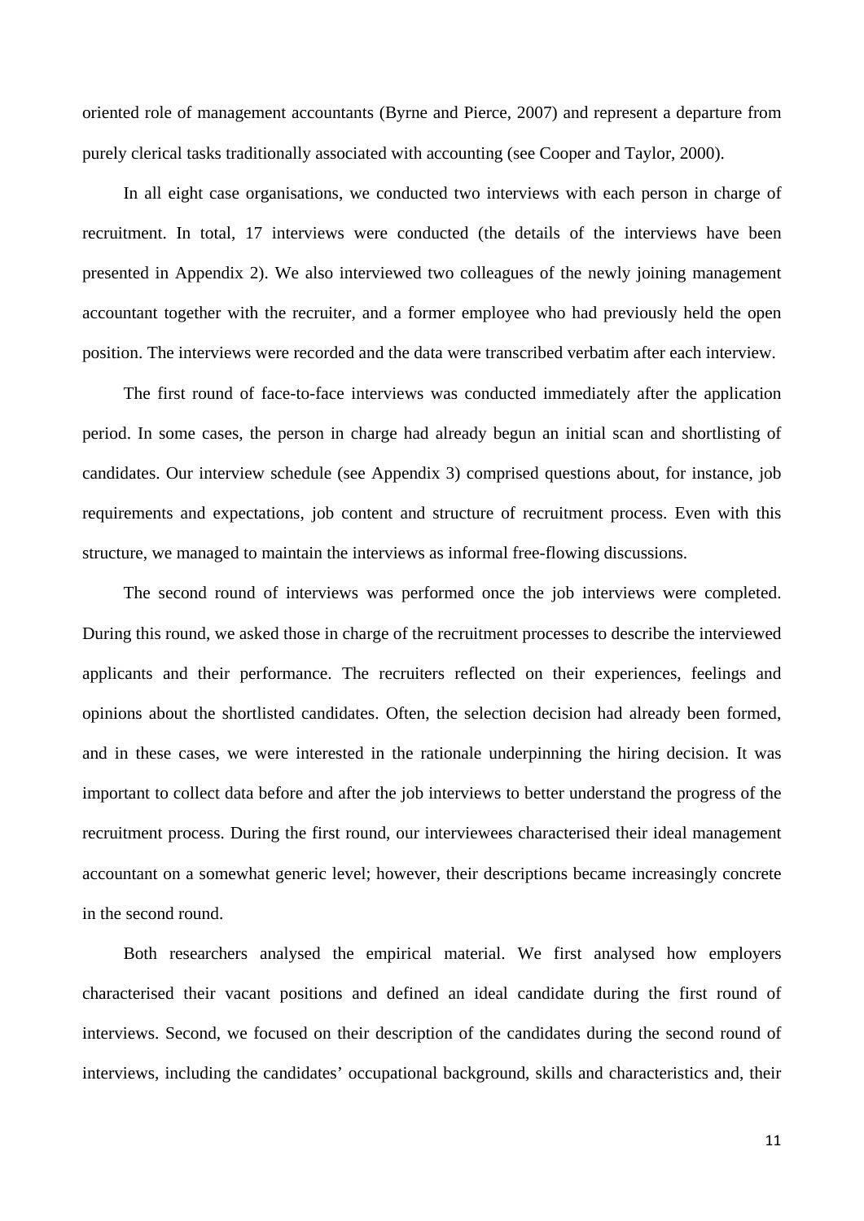oriented role of management accountants (Byrne and Pierce, 2007) and represent a departure from purely clerical tasks traditionally associated with accounting (see Cooper and Taylor, 2000).

In all eight case organisations, we conducted two interviews with each person in charge of recruitment. In total, 17 interviews were conducted (the details of the interviews have been presented in Appendix 2). We also interviewed two colleagues of the newly joining management accountant together with the recruiter, and a former employee who had previously held the open position. The interviews were recorded and the data were transcribed verbatim after each interview.

The first round of face-to-face interviews was conducted immediately after the application period. In some cases, the person in charge had already begun an initial scan and shortlisting of candidates. Our interview schedule (see Appendix 3) comprised questions about, for instance, job requirements and expectations, job content and structure of recruitment process. Even with this structure, we managed to maintain the interviews as informal free-flowing discussions.

The second round of interviews was performed once the job interviews were completed. During this round, we asked those in charge of the recruitment processes to describe the interviewed applicants and their performance. The recruiters reflected on their experiences, feelings and opinions about the shortlisted candidates. Often, the selection decision had already been formed, and in these cases, we were interested in the rationale underpinning the hiring decision. It was important to collect data before and after the job interviews to better understand the progress of the recruitment process. During the first round, our interviewees characterised their ideal management accountant on a somewhat generic level; however, their descriptions became increasingly concrete in the second round.

Both researchers analysed the empirical material. We first analysed how employers characterised their vacant positions and defined an ideal candidate during the first round of interviews. Second, we focused on their description of the candidates during the second round of interviews, including the candidates' occupational background, skills and characteristics and, their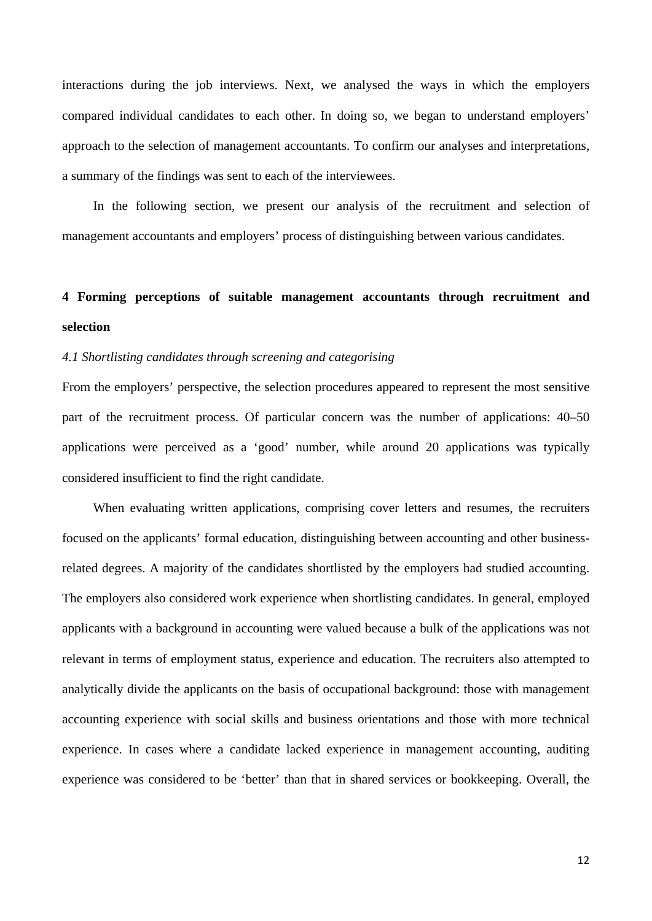interactions during the job interviews. Next, we analysed the ways in which the employers compared individual candidates to each other. In doing so, we began to understand employers' approach to the selection of management accountants. To confirm our analyses and interpretations, a summary of the findings was sent to each of the interviewees.

In the following section, we present our analysis of the recruitment and selection of management accountants and employers' process of distinguishing between various candidates.

## 4 Forming perceptions of suitable management accountants through recruitment and selection

### *4.1 Shortlisting candidates through screening and categorising*

From the employers' perspective, the selection procedures appeared to represent the most sensitive part of the recruitment process. Of particular concern was the number of applications: 40–50 applications were perceived as a 'good' number, while around 20 applications was typically considered insufficient to find the right candidate.

When evaluating written applications, comprising cover letters and resumes, the recruiters focused on the applicants' formal education, distinguishing between accounting and other business-related degrees. A majority of the candidates shortlisted by the employers had studied accounting. The employers also considered work experience when shortlisting candidates. In general, employed applicants with a background in accounting were valued because a bulk of the applications was not relevant in terms of employment status, experience and education. The recruiters also attempted to analytically divide the applicants on the basis of occupational background: those with management accounting experience with social skills and business orientations and those with more technical experience. In cases where a candidate lacked experience in management accounting, auditing experience was considered to be 'better' than that in shared services or bookkeeping. Overall, the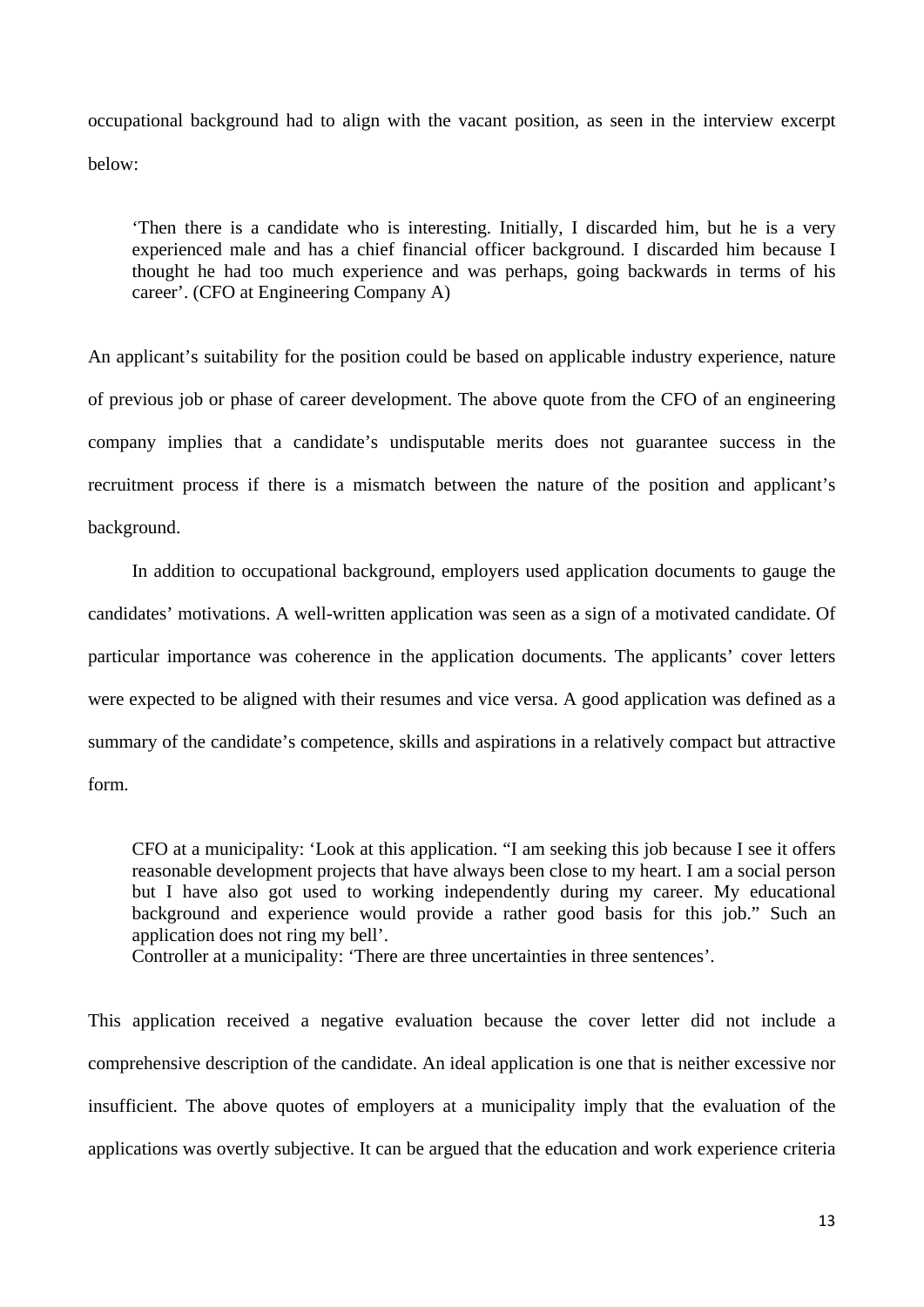occupational background had to align with the vacant position, as seen in the interview excerpt below:

> 'Then there is a candidate who is interesting. Initially, I discarded him, but he is a very experienced male and has a chief financial officer background. I discarded him because I thought he had too much experience and was perhaps, going backwards in terms of his career'. (CFO at Engineering Company A)

An applicant's suitability for the position could be based on applicable industry experience, nature of previous job or phase of career development. The above quote from the CFO of an engineering company implies that a candidate's undisputable merits does not guarantee success in the recruitment process if there is a mismatch between the nature of the position and applicant's background.

In addition to occupational background, employers used application documents to gauge the candidates' motivations. A well-written application was seen as a sign of a motivated candidate. Of particular importance was coherence in the application documents. The applicants' cover letters were expected to be aligned with their resumes and vice versa. A good application was defined as a summary of the candidate's competence, skills and aspirations in a relatively compact but attractive form.

> CFO at a municipality: 'Look at this application. "I am seeking this job because I see it offers reasonable development projects that have always been close to my heart. I am a social person but I have also got used to working independently during my career. My educational background and experience would provide a rather good basis for this job." Such an application does not ring my bell'.
> Controller at a municipality: 'There are three uncertainties in three sentences'.

This application received a negative evaluation because the cover letter did not include a comprehensive description of the candidate. An ideal application is one that is neither excessive nor insufficient. The above quotes of employers at a municipality imply that the evaluation of the applications was overtly subjective. It can be argued that the education and work experience criteria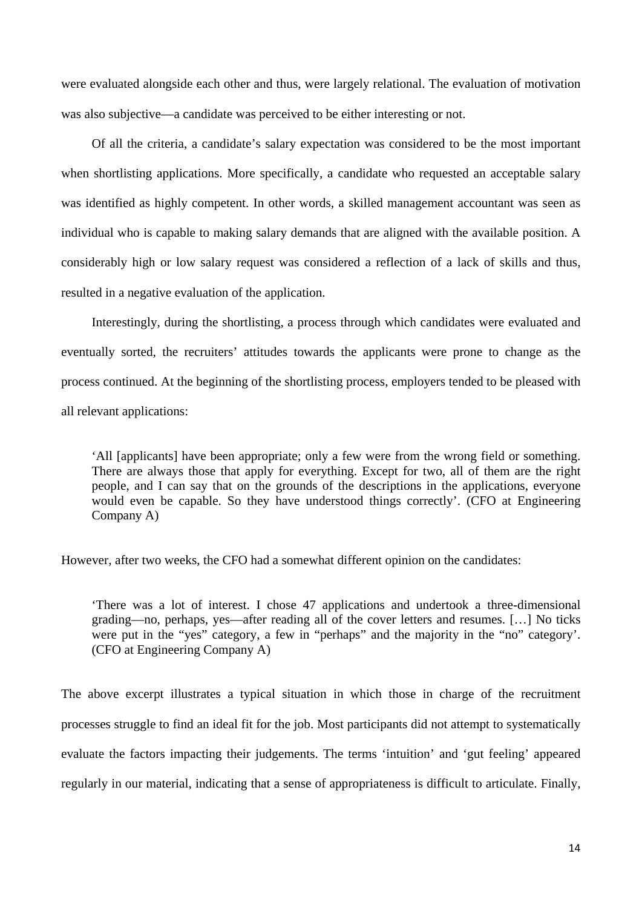were evaluated alongside each other and thus, were largely relational. The evaluation of motivation was also subjective—a candidate was perceived to be either interesting or not.

Of all the criteria, a candidate's salary expectation was considered to be the most important when shortlisting applications. More specifically, a candidate who requested an acceptable salary was identified as highly competent. In other words, a skilled management accountant was seen as individual who is capable to making salary demands that are aligned with the available position. A considerably high or low salary request was considered a reflection of a lack of skills and thus, resulted in a negative evaluation of the application.

Interestingly, during the shortlisting, a process through which candidates were evaluated and eventually sorted, the recruiters' attitudes towards the applicants were prone to change as the process continued. At the beginning of the shortlisting process, employers tended to be pleased with all relevant applications:

> 'All [applicants] have been appropriate; only a few were from the wrong field or something. There are always those that apply for everything. Except for two, all of them are the right people, and I can say that on the grounds of the descriptions in the applications, everyone would even be capable. So they have understood things correctly'. (CFO at Engineering Company A)

However, after two weeks, the CFO had a somewhat different opinion on the candidates:

> 'There was a lot of interest. I chose 47 applications and undertook a three-dimensional grading—no, perhaps, yes—after reading all of the cover letters and resumes. […] No ticks were put in the "yes" category, a few in "perhaps" and the majority in the "no" category'. (CFO at Engineering Company A)

The above excerpt illustrates a typical situation in which those in charge of the recruitment processes struggle to find an ideal fit for the job. Most participants did not attempt to systematically evaluate the factors impacting their judgements. The terms 'intuition' and 'gut feeling' appeared regularly in our material, indicating that a sense of appropriateness is difficult to articulate. Finally,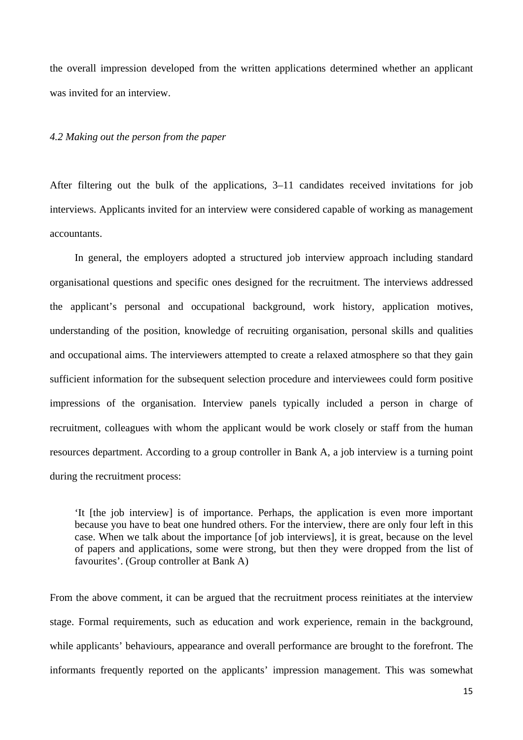the overall impression developed from the written applications determined whether an applicant was invited for an interview.

*4.2 Making out the person from the paper*

After filtering out the bulk of the applications, 3–11 candidates received invitations for job interviews. Applicants invited for an interview were considered capable of working as management accountants.

In general, the employers adopted a structured job interview approach including standard organisational questions and specific ones designed for the recruitment. The interviews addressed the applicant's personal and occupational background, work history, application motives, understanding of the position, knowledge of recruiting organisation, personal skills and qualities and occupational aims. The interviewers attempted to create a relaxed atmosphere so that they gain sufficient information for the subsequent selection procedure and interviewees could form positive impressions of the organisation. Interview panels typically included a person in charge of recruitment, colleagues with whom the applicant would be work closely or staff from the human resources department. According to a group controller in Bank A, a job interview is a turning point during the recruitment process:

> 'It [the job interview] is of importance. Perhaps, the application is even more important because you have to beat one hundred others. For the interview, there are only four left in this case. When we talk about the importance [of job interviews], it is great, because on the level of papers and applications, some were strong, but then they were dropped from the list of favourites'. (Group controller at Bank A)

From the above comment, it can be argued that the recruitment process reinitiates at the interview stage. Formal requirements, such as education and work experience, remain in the background, while applicants' behaviours, appearance and overall performance are brought to the forefront. The informants frequently reported on the applicants' impression management. This was somewhat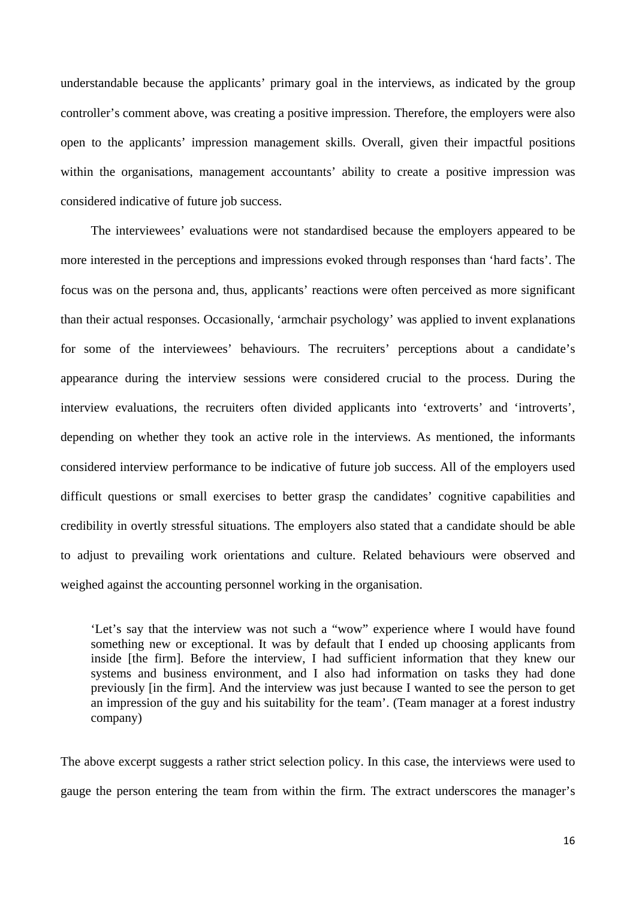understandable because the applicants' primary goal in the interviews, as indicated by the group controller's comment above, was creating a positive impression. Therefore, the employers were also open to the applicants' impression management skills. Overall, given their impactful positions within the organisations, management accountants' ability to create a positive impression was considered indicative of future job success.

The interviewees' evaluations were not standardised because the employers appeared to be more interested in the perceptions and impressions evoked through responses than 'hard facts'. The focus was on the persona and, thus, applicants' reactions were often perceived as more significant than their actual responses. Occasionally, 'armchair psychology' was applied to invent explanations for some of the interviewees' behaviours. The recruiters' perceptions about a candidate's appearance during the interview sessions were considered crucial to the process. During the interview evaluations, the recruiters often divided applicants into 'extroverts' and 'introverts', depending on whether they took an active role in the interviews. As mentioned, the informants considered interview performance to be indicative of future job success. All of the employers used difficult questions or small exercises to better grasp the candidates' cognitive capabilities and credibility in overtly stressful situations. The employers also stated that a candidate should be able to adjust to prevailing work orientations and culture. Related behaviours were observed and weighed against the accounting personnel working in the organisation.

> 'Let's say that the interview was not such a "wow" experience where I would have found something new or exceptional. It was by default that I ended up choosing applicants from inside [the firm]. Before the interview, I had sufficient information that they knew our systems and business environment, and I also had information on tasks they had done previously [in the firm]. And the interview was just because I wanted to see the person to get an impression of the guy and his suitability for the team'. (Team manager at a forest industry company)

The above excerpt suggests a rather strict selection policy. In this case, the interviews were used to gauge the person entering the team from within the firm. The extract underscores the manager's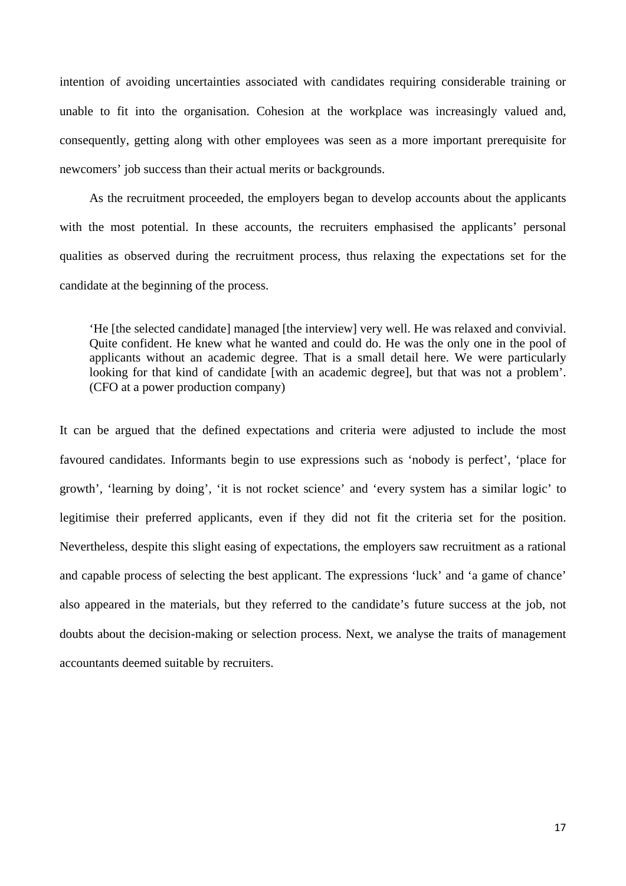intention of avoiding uncertainties associated with candidates requiring considerable training or unable to fit into the organisation. Cohesion at the workplace was increasingly valued and, consequently, getting along with other employees was seen as a more important prerequisite for newcomers' job success than their actual merits or backgrounds.

As the recruitment proceeded, the employers began to develop accounts about the applicants with the most potential. In these accounts, the recruiters emphasised the applicants' personal qualities as observed during the recruitment process, thus relaxing the expectations set for the candidate at the beginning of the process.

> 'He [the selected candidate] managed [the interview] very well. He was relaxed and convivial. Quite confident. He knew what he wanted and could do. He was the only one in the pool of applicants without an academic degree. That is a small detail here. We were particularly looking for that kind of candidate [with an academic degree], but that was not a problem'. (CFO at a power production company)

It can be argued that the defined expectations and criteria were adjusted to include the most favoured candidates. Informants begin to use expressions such as 'nobody is perfect', 'place for growth', 'learning by doing', 'it is not rocket science' and 'every system has a similar logic' to legitimise their preferred applicants, even if they did not fit the criteria set for the position. Nevertheless, despite this slight easing of expectations, the employers saw recruitment as a rational and capable process of selecting the best applicant. The expressions 'luck' and 'a game of chance' also appeared in the materials, but they referred to the candidate's future success at the job, not doubts about the decision-making or selection process. Next, we analyse the traits of management accountants deemed suitable by recruiters.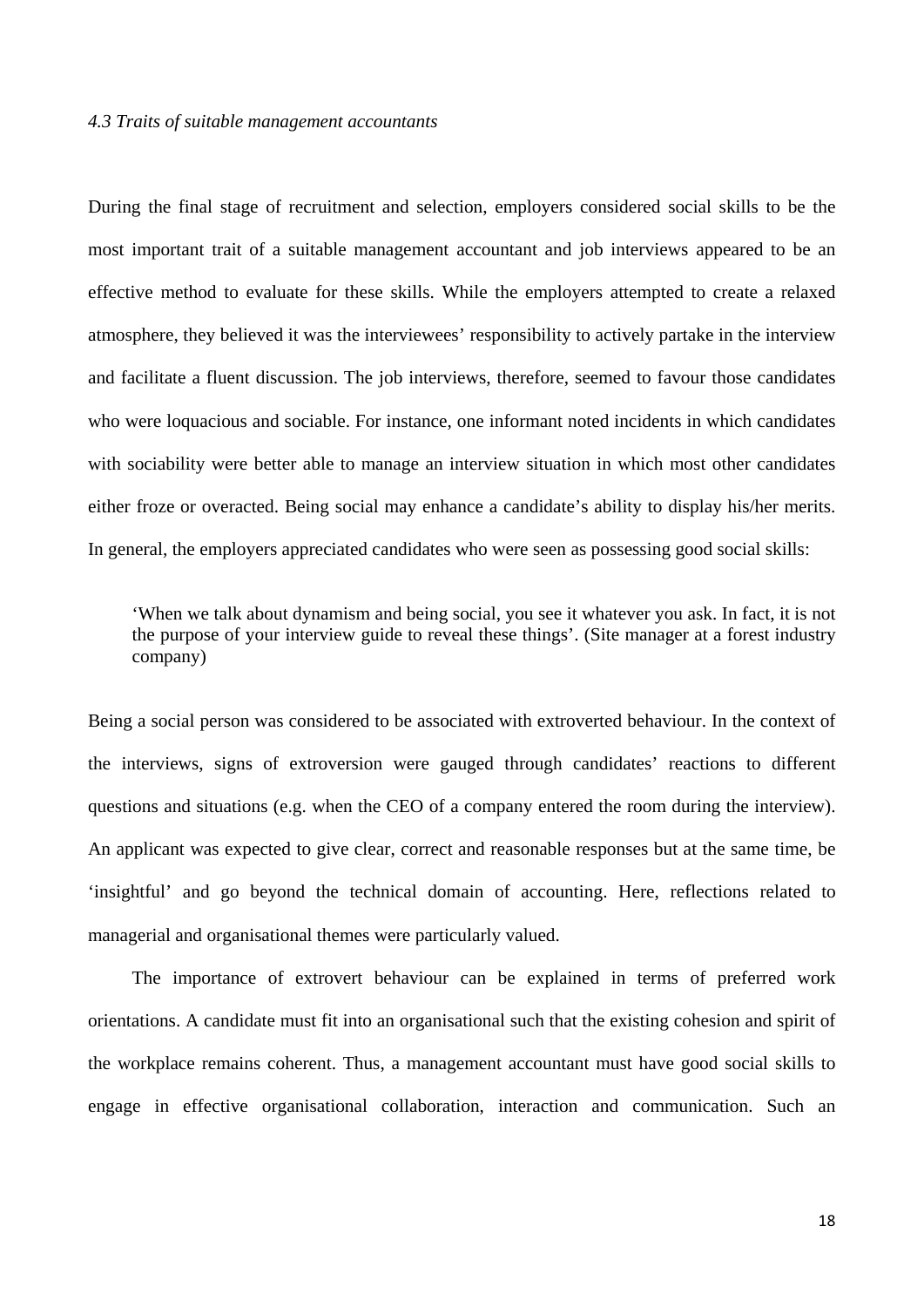*4.3 Traits of suitable management accountants*

During the final stage of recruitment and selection, employers considered social skills to be the most important trait of a suitable management accountant and job interviews appeared to be an effective method to evaluate for these skills. While the employers attempted to create a relaxed atmosphere, they believed it was the interviewees' responsibility to actively partake in the interview and facilitate a fluent discussion. The job interviews, therefore, seemed to favour those candidates who were loquacious and sociable. For instance, one informant noted incidents in which candidates with sociability were better able to manage an interview situation in which most other candidates either froze or overacted. Being social may enhance a candidate's ability to display his/her merits. In general, the employers appreciated candidates who were seen as possessing good social skills:

> 'When we talk about dynamism and being social, you see it whatever you ask. In fact, it is not the purpose of your interview guide to reveal these things'. (Site manager at a forest industry company)

Being a social person was considered to be associated with extroverted behaviour. In the context of the interviews, signs of extroversion were gauged through candidates' reactions to different questions and situations (e.g. when the CEO of a company entered the room during the interview). An applicant was expected to give clear, correct and reasonable responses but at the same time, be 'insightful' and go beyond the technical domain of accounting. Here, reflections related to managerial and organisational themes were particularly valued.

The importance of extrovert behaviour can be explained in terms of preferred work orientations. A candidate must fit into an organisational such that the existing cohesion and spirit of the workplace remains coherent. Thus, a management accountant must have good social skills to engage in effective organisational collaboration, interaction and communication. Such an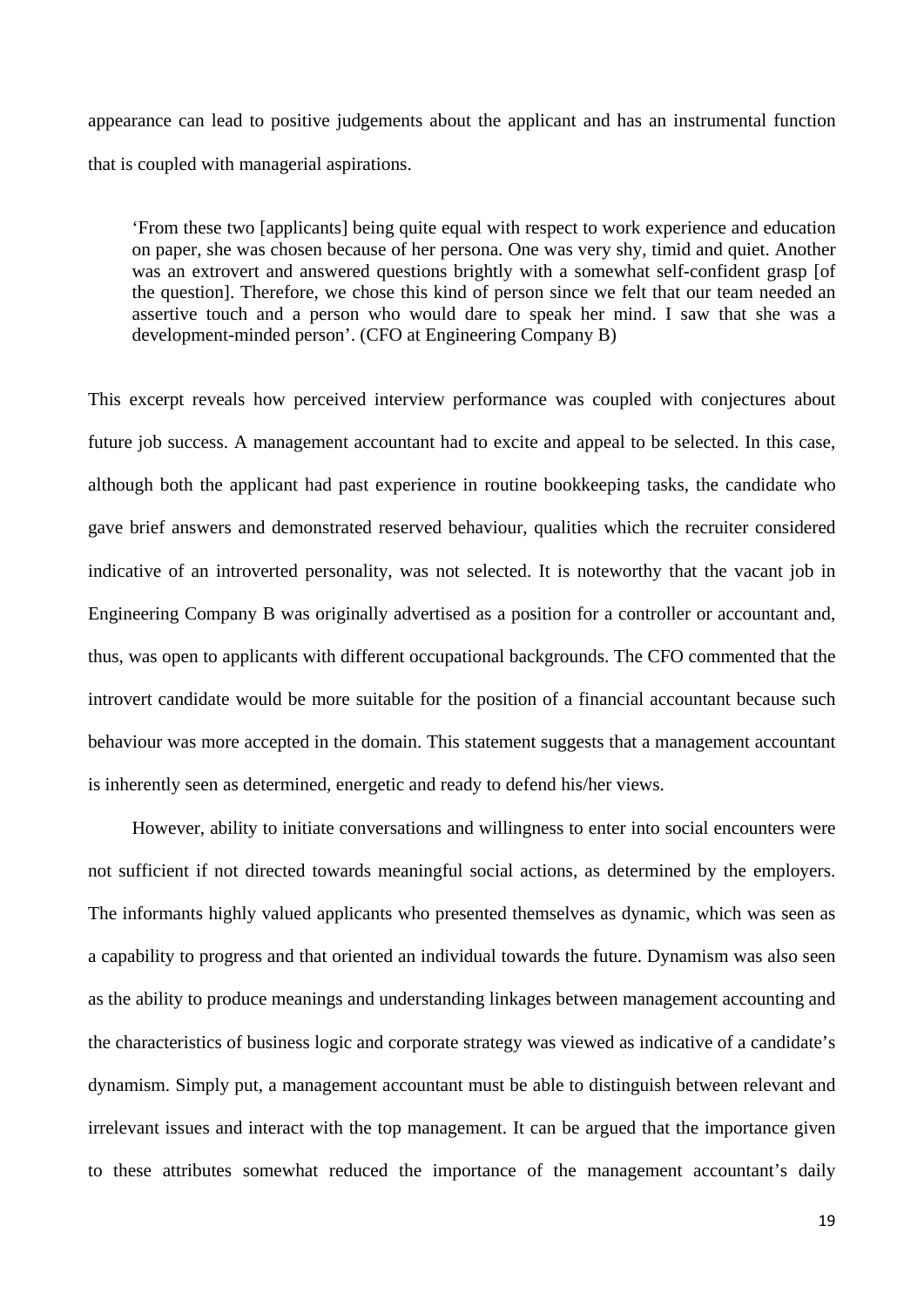appearance can lead to positive judgements about the applicant and has an instrumental function that is coupled with managerial aspirations.

> 'From these two [applicants] being quite equal with respect to work experience and education on paper, she was chosen because of her persona. One was very shy, timid and quiet. Another was an extrovert and answered questions brightly with a somewhat self-confident grasp [of the question]. Therefore, we chose this kind of person since we felt that our team needed an assertive touch and a person who would dare to speak her mind. I saw that she was a development-minded person'. (CFO at Engineering Company B)

This excerpt reveals how perceived interview performance was coupled with conjectures about future job success. A management accountant had to excite and appeal to be selected. In this case, although both the applicant had past experience in routine bookkeeping tasks, the candidate who gave brief answers and demonstrated reserved behaviour, qualities which the recruiter considered indicative of an introverted personality, was not selected. It is noteworthy that the vacant job in Engineering Company B was originally advertised as a position for a controller or accountant and, thus, was open to applicants with different occupational backgrounds. The CFO commented that the introvert candidate would be more suitable for the position of a financial accountant because such behaviour was more accepted in the domain. This statement suggests that a management accountant is inherently seen as determined, energetic and ready to defend his/her views.

However, ability to initiate conversations and willingness to enter into social encounters were not sufficient if not directed towards meaningful social actions, as determined by the employers. The informants highly valued applicants who presented themselves as dynamic, which was seen as a capability to progress and that oriented an individual towards the future. Dynamism was also seen as the ability to produce meanings and understanding linkages between management accounting and the characteristics of business logic and corporate strategy was viewed as indicative of a candidate's dynamism. Simply put, a management accountant must be able to distinguish between relevant and irrelevant issues and interact with the top management. It can be argued that the importance given to these attributes somewhat reduced the importance of the management accountant's daily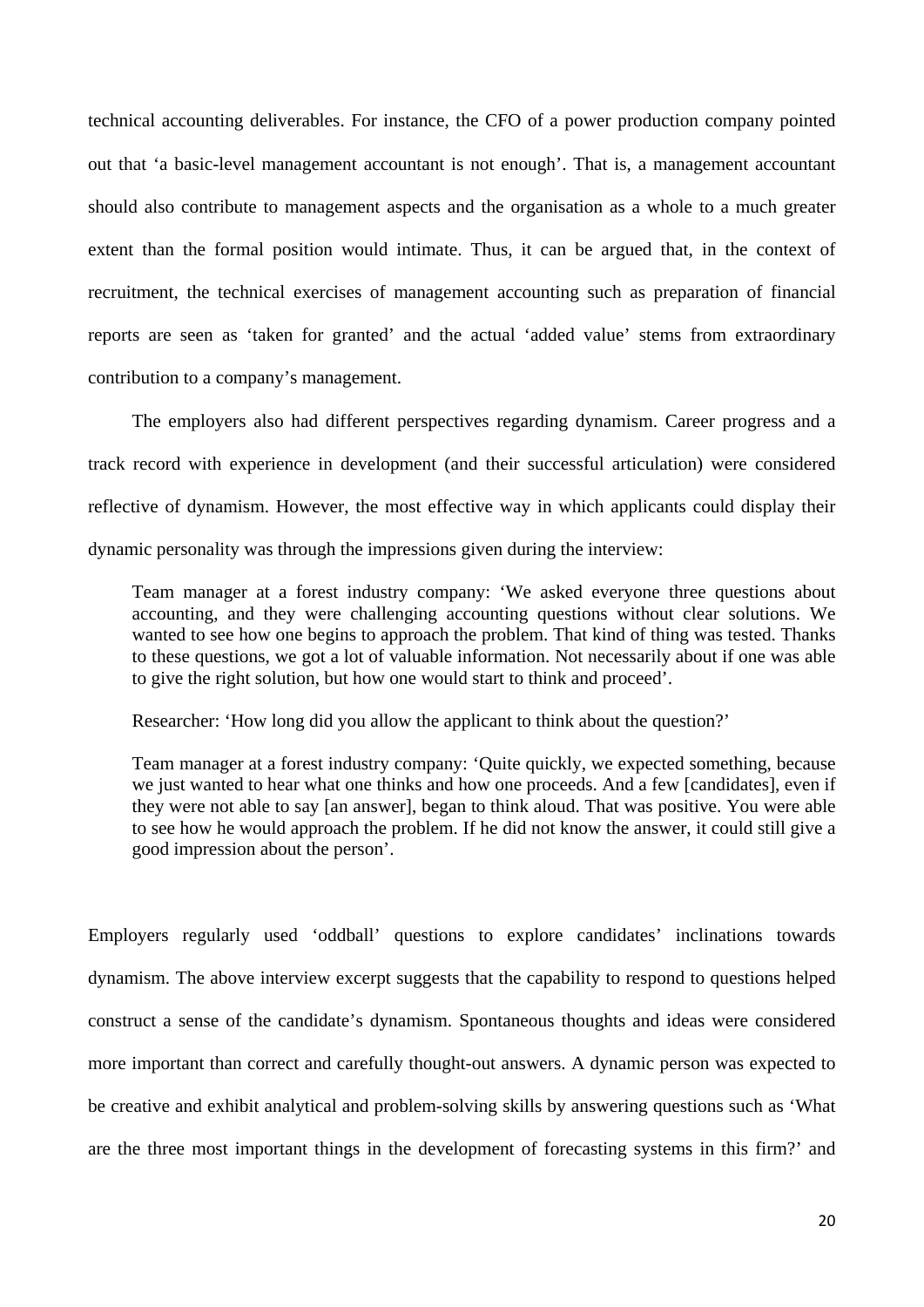technical accounting deliverables. For instance, the CFO of a power production company pointed out that 'a basic-level management accountant is not enough'. That is, a management accountant should also contribute to management aspects and the organisation as a whole to a much greater extent than the formal position would intimate. Thus, it can be argued that, in the context of recruitment, the technical exercises of management accounting such as preparation of financial reports are seen as 'taken for granted' and the actual 'added value' stems from extraordinary contribution to a company's management.

The employers also had different perspectives regarding dynamism. Career progress and a track record with experience in development (and their successful articulation) were considered reflective of dynamism. However, the most effective way in which applicants could display their dynamic personality was through the impressions given during the interview:

> Team manager at a forest industry company: 'We asked everyone three questions about accounting, and they were challenging accounting questions without clear solutions. We wanted to see how one begins to approach the problem. That kind of thing was tested. Thanks to these questions, we got a lot of valuable information. Not necessarily about if one was able to give the right solution, but how one would start to think and proceed'.
>
> Researcher: 'How long did you allow the applicant to think about the question?'
>
> Team manager at a forest industry company: 'Quite quickly, we expected something, because we just wanted to hear what one thinks and how one proceeds. And a few [candidates], even if they were not able to say [an answer], began to think aloud. That was positive. You were able to see how he would approach the problem. If he did not know the answer, it could still give a good impression about the person'.

Employers regularly used 'oddball' questions to explore candidates' inclinations towards dynamism. The above interview excerpt suggests that the capability to respond to questions helped construct a sense of the candidate's dynamism. Spontaneous thoughts and ideas were considered more important than correct and carefully thought-out answers. A dynamic person was expected to be creative and exhibit analytical and problem-solving skills by answering questions such as 'What are the three most important things in the development of forecasting systems in this firm?' and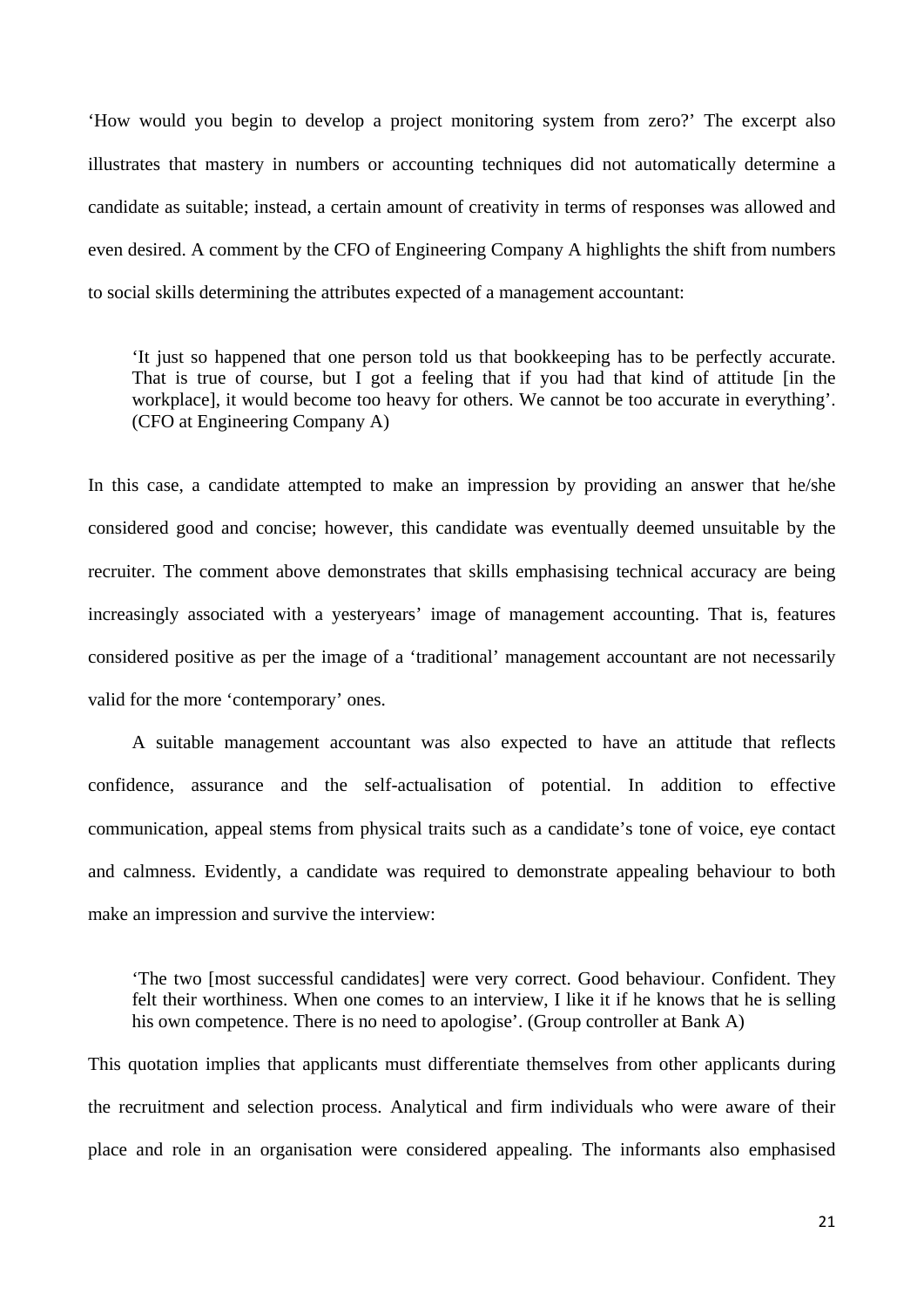'How would you begin to develop a project monitoring system from zero?' The excerpt also illustrates that mastery in numbers or accounting techniques did not automatically determine a candidate as suitable; instead, a certain amount of creativity in terms of responses was allowed and even desired. A comment by the CFO of Engineering Company A highlights the shift from numbers to social skills determining the attributes expected of a management accountant:

> 'It just so happened that one person told us that bookkeeping has to be perfectly accurate. That is true of course, but I got a feeling that if you had that kind of attitude [in the workplace], it would become too heavy for others. We cannot be too accurate in everything'. (CFO at Engineering Company A)

In this case, a candidate attempted to make an impression by providing an answer that he/she considered good and concise; however, this candidate was eventually deemed unsuitable by the recruiter. The comment above demonstrates that skills emphasising technical accuracy are being increasingly associated with a yesteryears' image of management accounting. That is, features considered positive as per the image of a 'traditional' management accountant are not necessarily valid for the more 'contemporary' ones.

A suitable management accountant was also expected to have an attitude that reflects confidence, assurance and the self-actualisation of potential. In addition to effective communication, appeal stems from physical traits such as a candidate's tone of voice, eye contact and calmness. Evidently, a candidate was required to demonstrate appealing behaviour to both make an impression and survive the interview:

> 'The two [most successful candidates] were very correct. Good behaviour. Confident. They felt their worthiness. When one comes to an interview, I like it if he knows that he is selling his own competence. There is no need to apologise'. (Group controller at Bank A)

This quotation implies that applicants must differentiate themselves from other applicants during the recruitment and selection process. Analytical and firm individuals who were aware of their place and role in an organisation were considered appealing. The informants also emphasised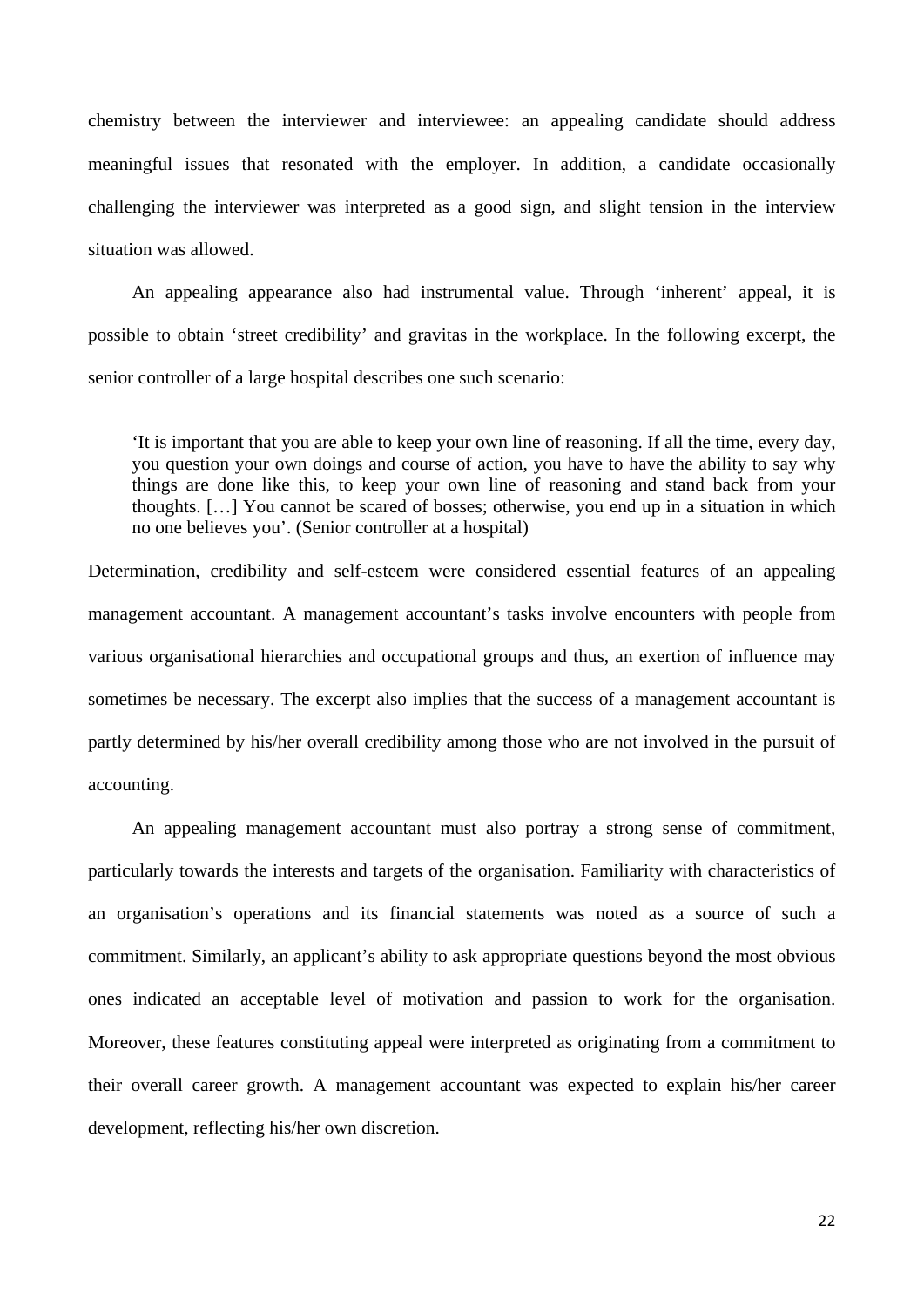chemistry between the interviewer and interviewee: an appealing candidate should address meaningful issues that resonated with the employer. In addition, a candidate occasionally challenging the interviewer was interpreted as a good sign, and slight tension in the interview situation was allowed.

An appealing appearance also had instrumental value. Through 'inherent' appeal, it is possible to obtain 'street credibility' and gravitas in the workplace. In the following excerpt, the senior controller of a large hospital describes one such scenario:

> 'It is important that you are able to keep your own line of reasoning. If all the time, every day, you question your own doings and course of action, you have to have the ability to say why things are done like this, to keep your own line of reasoning and stand back from your thoughts. […] You cannot be scared of bosses; otherwise, you end up in a situation in which no one believes you'. (Senior controller at a hospital)

Determination, credibility and self-esteem were considered essential features of an appealing management accountant. A management accountant's tasks involve encounters with people from various organisational hierarchies and occupational groups and thus, an exertion of influence may sometimes be necessary. The excerpt also implies that the success of a management accountant is partly determined by his/her overall credibility among those who are not involved in the pursuit of accounting.

An appealing management accountant must also portray a strong sense of commitment, particularly towards the interests and targets of the organisation. Familiarity with characteristics of an organisation's operations and its financial statements was noted as a source of such a commitment. Similarly, an applicant's ability to ask appropriate questions beyond the most obvious ones indicated an acceptable level of motivation and passion to work for the organisation. Moreover, these features constituting appeal were interpreted as originating from a commitment to their overall career growth. A management accountant was expected to explain his/her career development, reflecting his/her own discretion.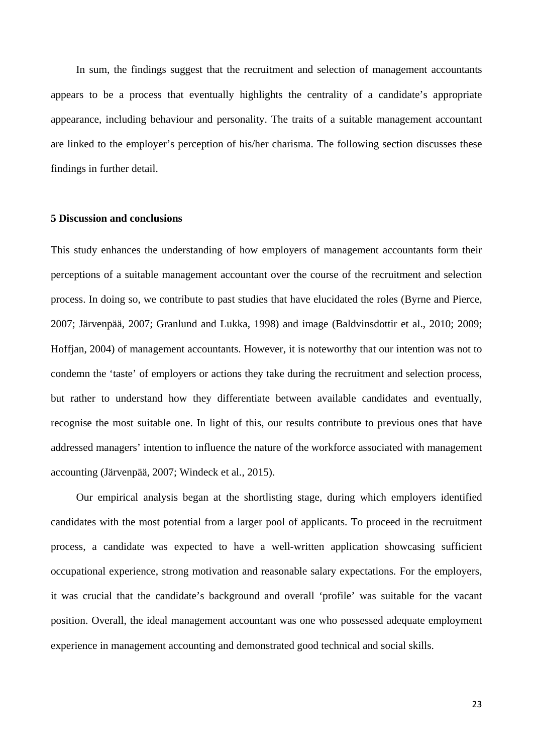In sum, the findings suggest that the recruitment and selection of management accountants appears to be a process that eventually highlights the centrality of a candidate's appropriate appearance, including behaviour and personality. The traits of a suitable management accountant are linked to the employer's perception of his/her charisma. The following section discusses these findings in further detail.

## 5 Discussion and conclusions

This study enhances the understanding of how employers of management accountants form their perceptions of a suitable management accountant over the course of the recruitment and selection process. In doing so, we contribute to past studies that have elucidated the roles (Byrne and Pierce, 2007; Järvenpää, 2007; Granlund and Lukka, 1998) and image (Baldvinsdottir et al., 2010; 2009; Hoffjan, 2004) of management accountants. However, it is noteworthy that our intention was not to condemn the 'taste' of employers or actions they take during the recruitment and selection process, but rather to understand how they differentiate between available candidates and eventually, recognise the most suitable one. In light of this, our results contribute to previous ones that have addressed managers' intention to influence the nature of the workforce associated with management accounting (Järvenpää, 2007; Windeck et al., 2015).

Our empirical analysis began at the shortlisting stage, during which employers identified candidates with the most potential from a larger pool of applicants. To proceed in the recruitment process, a candidate was expected to have a well-written application showcasing sufficient occupational experience, strong motivation and reasonable salary expectations. For the employers, it was crucial that the candidate's background and overall 'profile' was suitable for the vacant position. Overall, the ideal management accountant was one who possessed adequate employment experience in management accounting and demonstrated good technical and social skills.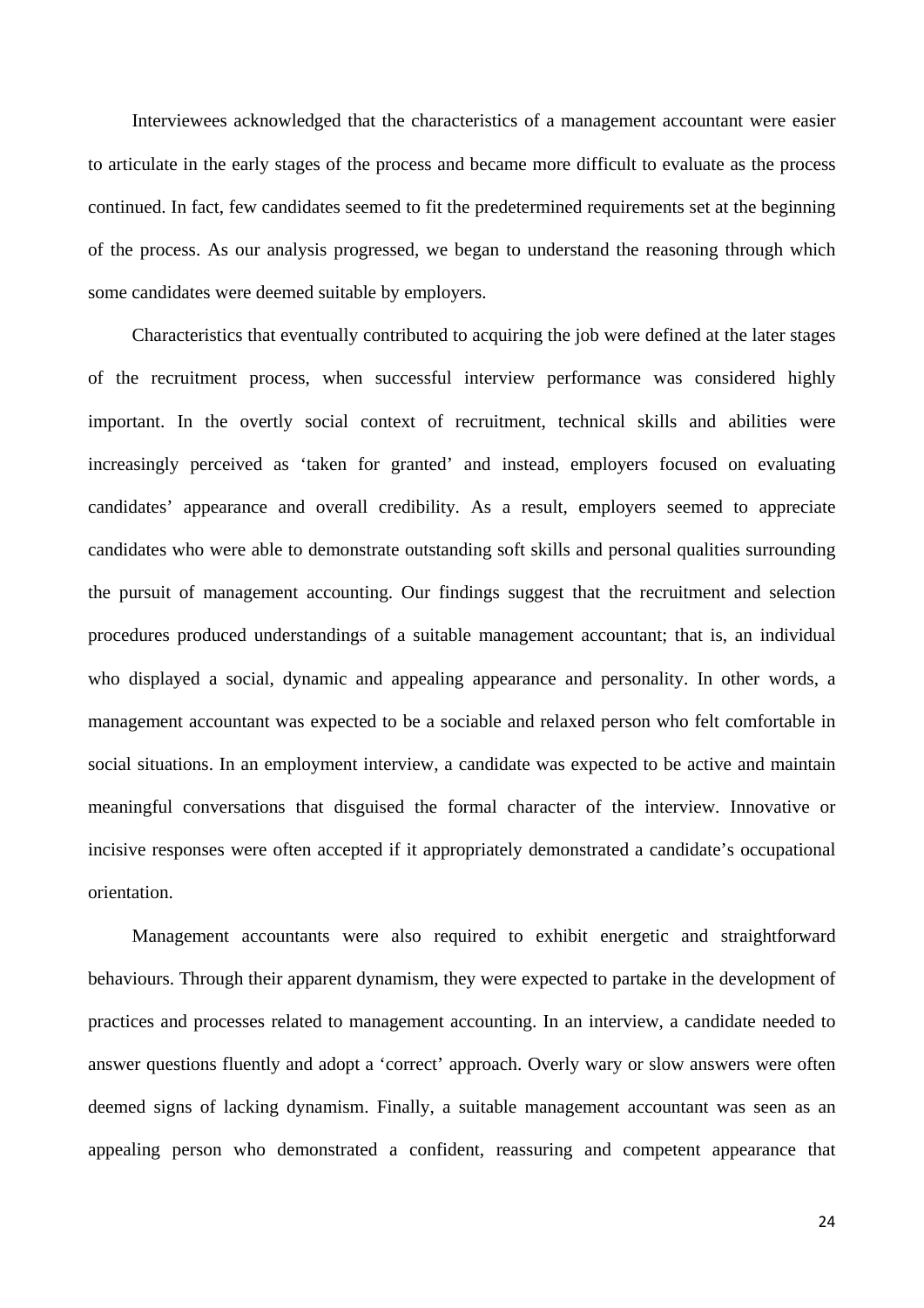Interviewees acknowledged that the characteristics of a management accountant were easier to articulate in the early stages of the process and became more difficult to evaluate as the process continued. In fact, few candidates seemed to fit the predetermined requirements set at the beginning of the process. As our analysis progressed, we began to understand the reasoning through which some candidates were deemed suitable by employers.

Characteristics that eventually contributed to acquiring the job were defined at the later stages of the recruitment process, when successful interview performance was considered highly important. In the overtly social context of recruitment, technical skills and abilities were increasingly perceived as 'taken for granted' and instead, employers focused on evaluating candidates' appearance and overall credibility. As a result, employers seemed to appreciate candidates who were able to demonstrate outstanding soft skills and personal qualities surrounding the pursuit of management accounting. Our findings suggest that the recruitment and selection procedures produced understandings of a suitable management accountant; that is, an individual who displayed a social, dynamic and appealing appearance and personality. In other words, a management accountant was expected to be a sociable and relaxed person who felt comfortable in social situations. In an employment interview, a candidate was expected to be active and maintain meaningful conversations that disguised the formal character of the interview. Innovative or incisive responses were often accepted if it appropriately demonstrated a candidate's occupational orientation.

Management accountants were also required to exhibit energetic and straightforward behaviours. Through their apparent dynamism, they were expected to partake in the development of practices and processes related to management accounting. In an interview, a candidate needed to answer questions fluently and adopt a 'correct' approach. Overly wary or slow answers were often deemed signs of lacking dynamism. Finally, a suitable management accountant was seen as an appealing person who demonstrated a confident, reassuring and competent appearance that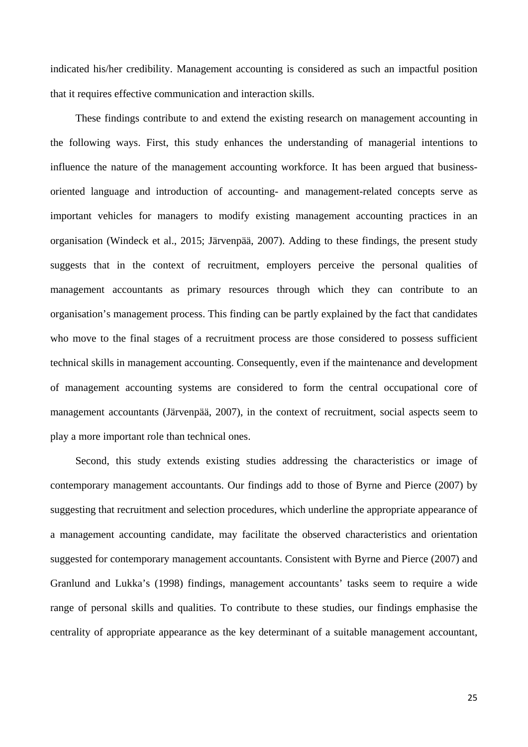indicated his/her credibility. Management accounting is considered as such an impactful position that it requires effective communication and interaction skills.

These findings contribute to and extend the existing research on management accounting in the following ways. First, this study enhances the understanding of managerial intentions to influence the nature of the management accounting workforce. It has been argued that business-oriented language and introduction of accounting- and management-related concepts serve as important vehicles for managers to modify existing management accounting practices in an organisation (Windeck et al., 2015; Järvenpää, 2007). Adding to these findings, the present study suggests that in the context of recruitment, employers perceive the personal qualities of management accountants as primary resources through which they can contribute to an organisation's management process. This finding can be partly explained by the fact that candidates who move to the final stages of a recruitment process are those considered to possess sufficient technical skills in management accounting. Consequently, even if the maintenance and development of management accounting systems are considered to form the central occupational core of management accountants (Järvenpää, 2007), in the context of recruitment, social aspects seem to play a more important role than technical ones.

Second, this study extends existing studies addressing the characteristics or image of contemporary management accountants. Our findings add to those of Byrne and Pierce (2007) by suggesting that recruitment and selection procedures, which underline the appropriate appearance of a management accounting candidate, may facilitate the observed characteristics and orientation suggested for contemporary management accountants. Consistent with Byrne and Pierce (2007) and Granlund and Lukka's (1998) findings, management accountants' tasks seem to require a wide range of personal skills and qualities. To contribute to these studies, our findings emphasise the centrality of appropriate appearance as the key determinant of a suitable management accountant,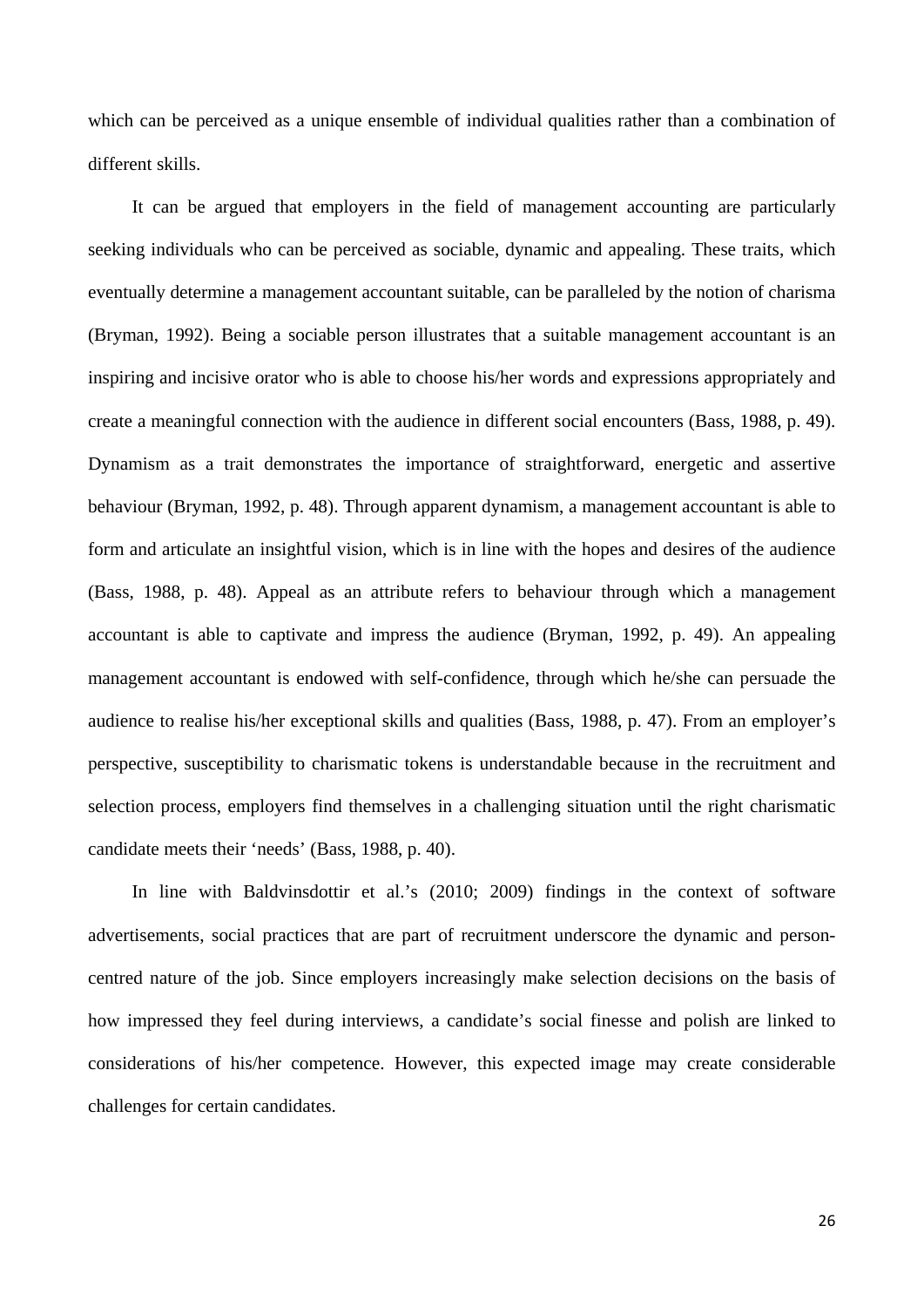which can be perceived as a unique ensemble of individual qualities rather than a combination of different skills.

It can be argued that employers in the field of management accounting are particularly seeking individuals who can be perceived as sociable, dynamic and appealing. These traits, which eventually determine a management accountant suitable, can be paralleled by the notion of charisma (Bryman, 1992). Being a sociable person illustrates that a suitable management accountant is an inspiring and incisive orator who is able to choose his/her words and expressions appropriately and create a meaningful connection with the audience in different social encounters (Bass, 1988, p. 49). Dynamism as a trait demonstrates the importance of straightforward, energetic and assertive behaviour (Bryman, 1992, p. 48). Through apparent dynamism, a management accountant is able to form and articulate an insightful vision, which is in line with the hopes and desires of the audience (Bass, 1988, p. 48). Appeal as an attribute refers to behaviour through which a management accountant is able to captivate and impress the audience (Bryman, 1992, p. 49). An appealing management accountant is endowed with self-confidence, through which he/she can persuade the audience to realise his/her exceptional skills and qualities (Bass, 1988, p. 47). From an employer's perspective, susceptibility to charismatic tokens is understandable because in the recruitment and selection process, employers find themselves in a challenging situation until the right charismatic candidate meets their 'needs' (Bass, 1988, p. 40).

In line with Baldvinsdottir et al.'s (2010; 2009) findings in the context of software advertisements, social practices that are part of recruitment underscore the dynamic and person-centred nature of the job. Since employers increasingly make selection decisions on the basis of how impressed they feel during interviews, a candidate's social finesse and polish are linked to considerations of his/her competence. However, this expected image may create considerable challenges for certain candidates.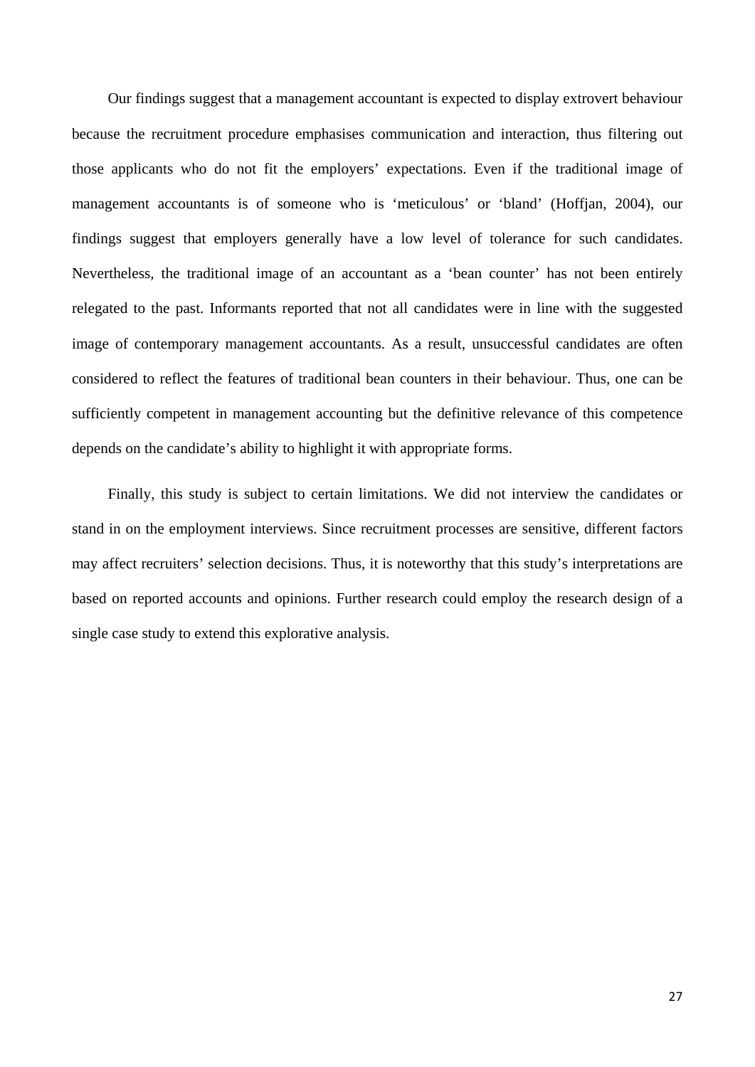Our findings suggest that a management accountant is expected to display extrovert behaviour because the recruitment procedure emphasises communication and interaction, thus filtering out those applicants who do not fit the employers' expectations. Even if the traditional image of management accountants is of someone who is 'meticulous' or 'bland' (Hoffjan, 2004), our findings suggest that employers generally have a low level of tolerance for such candidates. Nevertheless, the traditional image of an accountant as a 'bean counter' has not been entirely relegated to the past. Informants reported that not all candidates were in line with the suggested image of contemporary management accountants. As a result, unsuccessful candidates are often considered to reflect the features of traditional bean counters in their behaviour. Thus, one can be sufficiently competent in management accounting but the definitive relevance of this competence depends on the candidate's ability to highlight it with appropriate forms.

Finally, this study is subject to certain limitations. We did not interview the candidates or stand in on the employment interviews. Since recruitment processes are sensitive, different factors may affect recruiters' selection decisions. Thus, it is noteworthy that this study's interpretations are based on reported accounts and opinions. Further research could employ the research design of a single case study to extend this explorative analysis.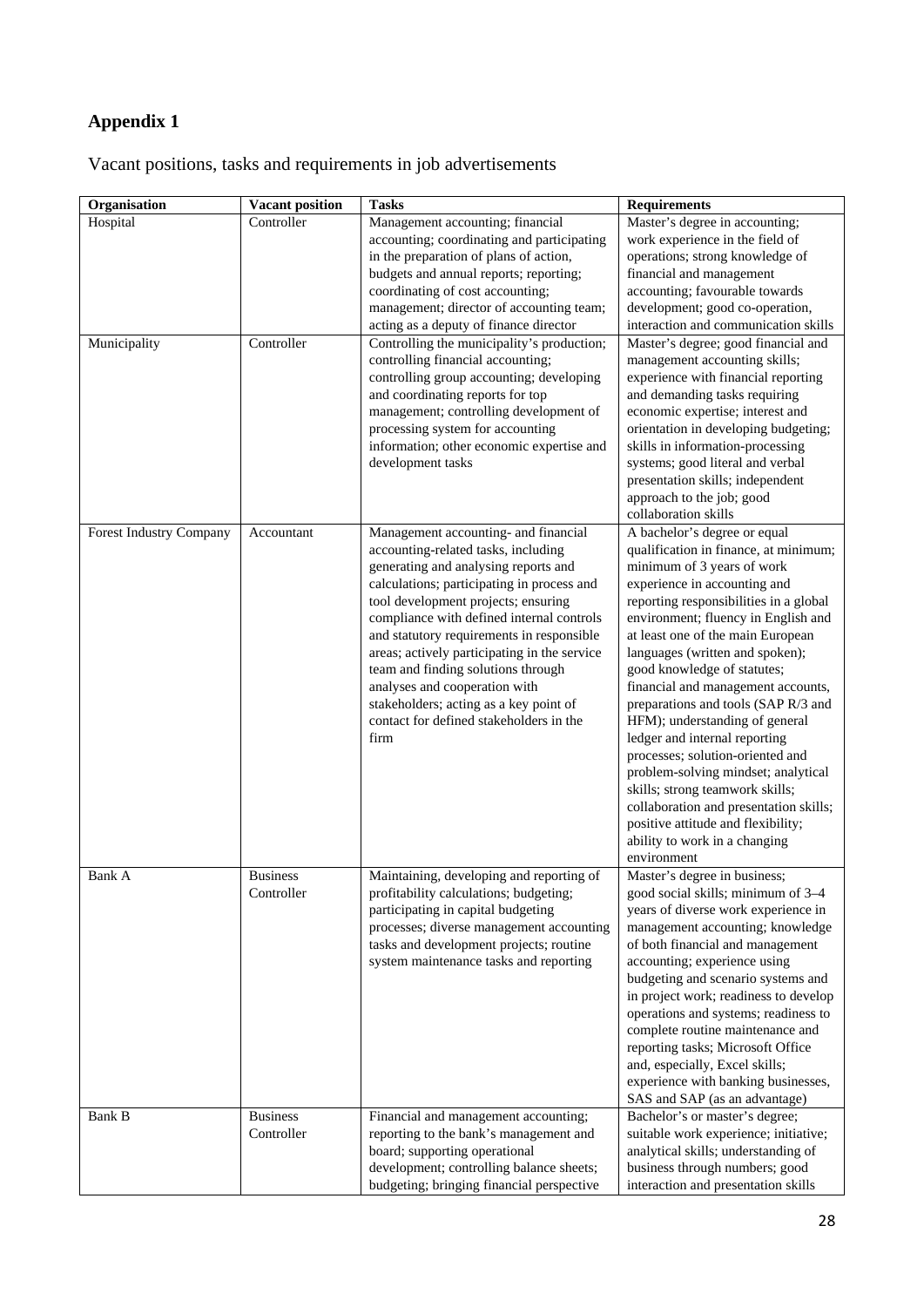# Appendix 1

Vacant positions, tasks and requirements in job advertisements

| Organisation | Vacant position | Tasks | Requirements |
|---|---|---|---|
| Hospital | Controller | Management accounting; financial accounting; coordinating and participating in the preparation of plans of action, budgets and annual reports; reporting; coordinating of cost accounting; management; director of accounting team; acting as a deputy of finance director | Master's degree in accounting; work experience in the field of operations; strong knowledge of financial and management accounting; favourable towards development; good co-operation, interaction and communication skills |
| Municipality | Controller | Controlling the municipality's production; controlling financial accounting; controlling group accounting; developing and coordinating reports for top management; controlling development of processing system for accounting information; other economic expertise and development tasks | Master's degree; good financial and management accounting skills; experience with financial reporting and demanding tasks requiring economic expertise; interest and orientation in developing budgeting; skills in information-processing systems; good literal and verbal presentation skills; independent approach to the job; good collaboration skills |
| Forest Industry Company | Accountant | Management accounting- and financial accounting-related tasks, including generating and analysing reports and calculations; participating in process and tool development projects; ensuring compliance with defined internal controls and statutory requirements in responsible areas; actively participating in the service team and finding solutions through analyses and cooperation with stakeholders; acting as a key point of contact for defined stakeholders in the firm | A bachelor's degree or equal qualification in finance, at minimum; minimum of 3 years of work experience in accounting and reporting responsibilities in a global environment; fluency in English and at least one of the main European languages (written and spoken); good knowledge of statutes; financial and management accounts, preparations and tools (SAP R/3 and HFM); understanding of general ledger and internal reporting processes; solution-oriented and problem-solving mindset; analytical skills; strong teamwork skills; collaboration and presentation skills; positive attitude and flexibility; ability to work in a changing environment |
| Bank A | Business Controller | Maintaining, developing and reporting of profitability calculations; budgeting; participating in capital budgeting processes; diverse management accounting tasks and development projects; routine system maintenance tasks and reporting | Master's degree in business; good social skills; minimum of 3–4 years of diverse work experience in management accounting; knowledge of both financial and management accounting; experience using budgeting and scenario systems and in project work; readiness to develop operations and systems; readiness to complete routine maintenance and reporting tasks; Microsoft Office and, especially, Excel skills; experience with banking businesses, SAS and SAP (as an advantage) |
| Bank B | Business Controller | Financial and management accounting; reporting to the bank's management and board; supporting operational development; controlling balance sheets; budgeting; bringing financial perspective | Bachelor's or master's degree; suitable work experience; initiative; analytical skills; understanding of business through numbers; good interaction and presentation skills |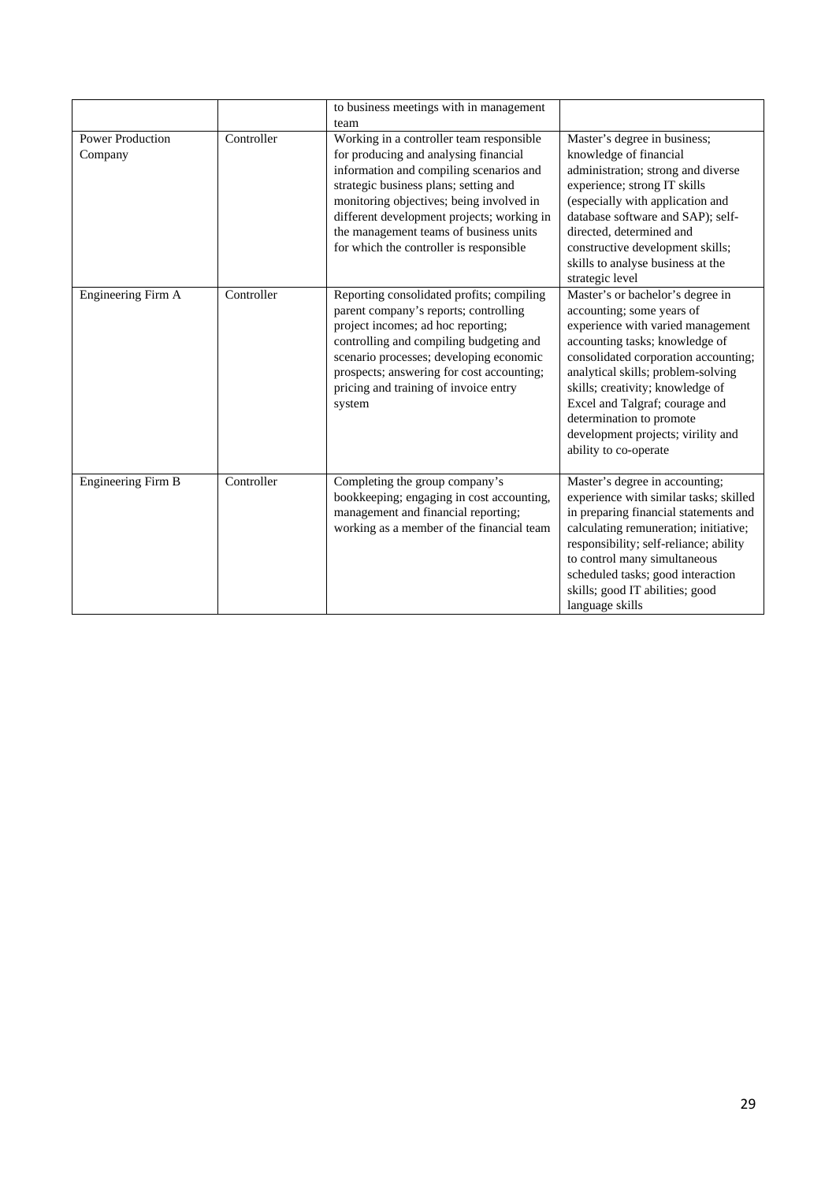| | | to business meetings with in management team | |
|---|---|---|---|
| Power Production Company | Controller | Working in a controller team responsible for producing and analysing financial information and compiling scenarios and strategic business plans; setting and monitoring objectives; being involved in different development projects; working in the management teams of business units for which the controller is responsible | Master's degree in business; knowledge of financial administration; strong and diverse experience; strong IT skills (especially with application and database software and SAP); self-directed, determined and constructive development skills; skills to analyse business at the strategic level |
| Engineering Firm A | Controller | Reporting consolidated profits; compiling parent company's reports; controlling project incomes; ad hoc reporting; controlling and compiling budgeting and scenario processes; developing economic prospects; answering for cost accounting; pricing and training of invoice entry system | Master's or bachelor's degree in accounting; some years of experience with varied management accounting tasks; knowledge of consolidated corporation accounting; analytical skills; problem-solving skills; creativity; knowledge of Excel and Talgraf; courage and determination to promote development projects; virility and ability to co-operate |
| Engineering Firm B | Controller | Completing the group company's bookkeeping; engaging in cost accounting, management and financial reporting; working as a member of the financial team | Master's degree in accounting; experience with similar tasks; skilled in preparing financial statements and calculating remuneration; initiative; responsibility; self-reliance; ability to control many simultaneous scheduled tasks; good interaction skills; good IT abilities; good language skills |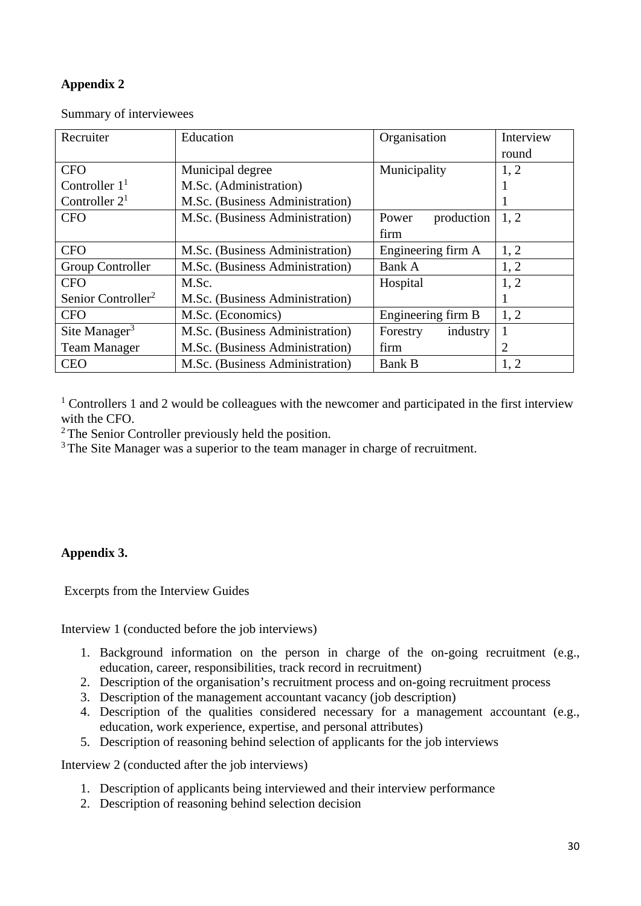**Appendix 2**

Summary of interviewees

| Recruiter | Education | Organisation | Interview round |
|---|---|---|---|
| CFO<br>Controller 1[1]<br>Controller 2[1] | Municipal degree<br>M.Sc. (Administration)<br>M.Sc. (Business Administration) | Municipality | 1, 2<br>1<br>1 |
| CFO | M.Sc. (Business Administration) | Power production firm | 1, 2 |
| CFO | M.Sc. (Business Administration) | Engineering firm A | 1, 2 |
| Group Controller | M.Sc. (Business Administration) | Bank A | 1, 2 |
| CFO<br>Senior Controller[2] | M.Sc.<br>M.Sc. (Business Administration) | Hospital | 1, 2<br>1 |
| CFO | M.Sc. (Economics) | Engineering firm B | 1, 2 |
| Site Manager[3]<br>Team Manager | M.Sc. (Business Administration)<br>M.Sc. (Business Administration) | Forestry industry firm | 1<br>2 |
| CEO | M.Sc. (Business Administration) | Bank B | 1, 2 |

[1] Controllers 1 and 2 would be colleagues with the newcomer and participated in the first interview with the CFO.
[2] The Senior Controller previously held the position.
[3] The Site Manager was a superior to the team manager in charge of recruitment.

**Appendix 3.**

Excerpts from the Interview Guides

Interview 1 (conducted before the job interviews)

1. Background information on the person in charge of the on-going recruitment (e.g., education, career, responsibilities, track record in recruitment)
2. Description of the organisation's recruitment process and on-going recruitment process
3. Description of the management accountant vacancy (job description)
4. Description of the qualities considered necessary for a management accountant (e.g., education, work experience, expertise, and personal attributes)
5. Description of reasoning behind selection of applicants for the job interviews

Interview 2 (conducted after the job interviews)

1. Description of applicants being interviewed and their interview performance
2. Description of reasoning behind selection decision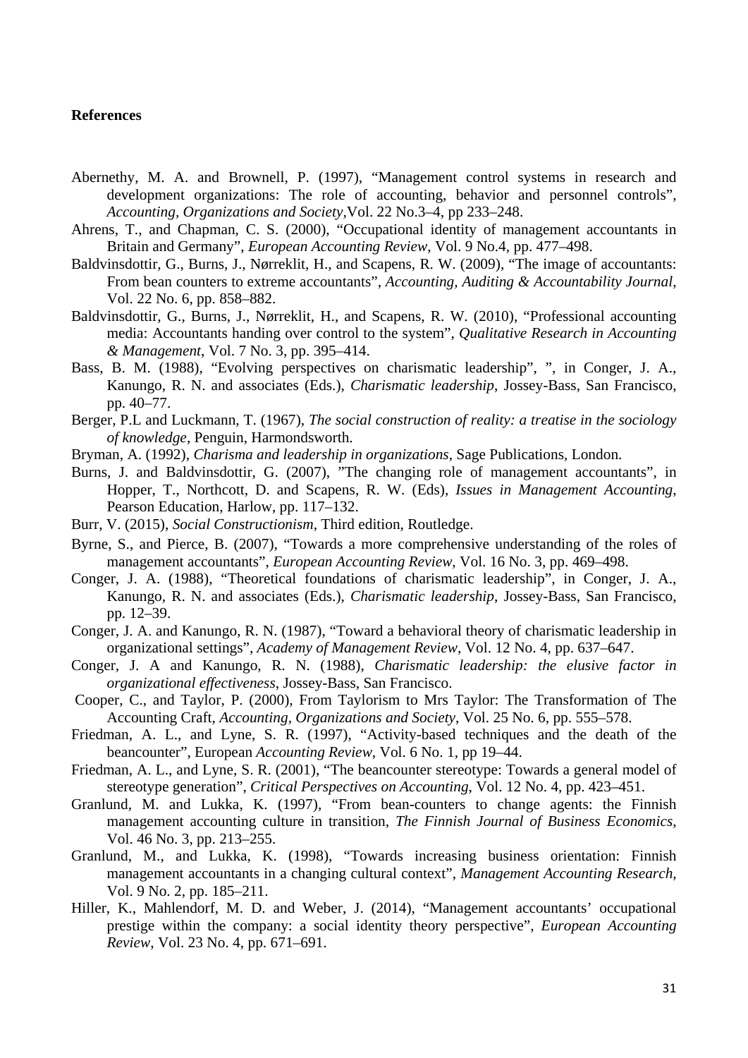**References**

Abernethy, M. A. and Brownell, P. (1997), "Management control systems in research and development organizations: The role of accounting, behavior and personnel controls", *Accounting, Organizations and Society*,Vol. 22 No.3–4, pp 233–248.

Ahrens, T., and Chapman, C. S. (2000), "Occupational identity of management accountants in Britain and Germany", *European Accounting Review*, Vol. 9 No.4, pp. 477–498.

Baldvinsdottir, G., Burns, J., Nørreklit, H., and Scapens, R. W. (2009), "The image of accountants: From bean counters to extreme accountants", *Accounting, Auditing & Accountability Journal*, Vol. 22 No. 6, pp. 858–882.

Baldvinsdottir, G., Burns, J., Nørreklit, H., and Scapens, R. W. (2010), "Professional accounting media: Accountants handing over control to the system", *Qualitative Research in Accounting & Management*, Vol. 7 No. 3, pp. 395–414.

Bass, B. M. (1988), "Evolving perspectives on charismatic leadership", ", in Conger, J. A., Kanungo, R. N. and associates (Eds.), *Charismatic leadership*, Jossey-Bass, San Francisco, pp. 40–77.

Berger, P.L and Luckmann, T. (1967), *The social construction of reality: a treatise in the sociology of knowledge*, Penguin, Harmondsworth.

Bryman, A. (1992), *Charisma and leadership in organizations*, Sage Publications, London.

Burns, J. and Baldvinsdottir, G. (2007), "The changing role of management accountants", in Hopper, T., Northcott, D. and Scapens, R. W. (Eds), *Issues in Management Accounting*, Pearson Education, Harlow, pp. 117–132.

Burr, V. (2015), *Social Constructionism*, Third edition, Routledge.

Byrne, S., and Pierce, B. (2007), "Towards a more comprehensive understanding of the roles of management accountants", *European Accounting Review*, Vol. 16 No. 3, pp. 469–498.

Conger, J. A. (1988), "Theoretical foundations of charismatic leadership", in Conger, J. A., Kanungo, R. N. and associates (Eds.), *Charismatic leadership*, Jossey-Bass, San Francisco, pp. 12–39.

Conger, J. A. and Kanungo, R. N. (1987), "Toward a behavioral theory of charismatic leadership in organizational settings", *Academy of Management Review*, Vol. 12 No. 4, pp. 637–647.

Conger, J. A and Kanungo, R. N. (1988), *Charismatic leadership: the elusive factor in organizational effectiveness*, Jossey-Bass, San Francisco.

Cooper, C., and Taylor, P. (2000), From Taylorism to Mrs Taylor: The Transformation of The Accounting Craft, *Accounting, Organizations and Society*, Vol. 25 No. 6, pp. 555–578.

Friedman, A. L., and Lyne, S. R. (1997), "Activity-based techniques and the death of the beancounter", European *Accounting Review*, Vol. 6 No. 1, pp 19–44.

Friedman, A. L., and Lyne, S. R. (2001), "The beancounter stereotype: Towards a general model of stereotype generation", *Critical Perspectives on Accounting*, Vol. 12 No. 4, pp. 423–451.

Granlund, M. and Lukka, K. (1997), "From bean-counters to change agents: the Finnish management accounting culture in transition, *The Finnish Journal of Business Economics*, Vol. 46 No. 3, pp. 213–255.

Granlund, M., and Lukka, K. (1998), "Towards increasing business orientation: Finnish management accountants in a changing cultural context", *Management Accounting Research*, Vol. 9 No. 2, pp. 185–211.

Hiller, K., Mahlendorf, M. D. and Weber, J. (2014), "Management accountants' occupational prestige within the company: a social identity theory perspective", *European Accounting Review*, Vol. 23 No. 4, pp. 671–691.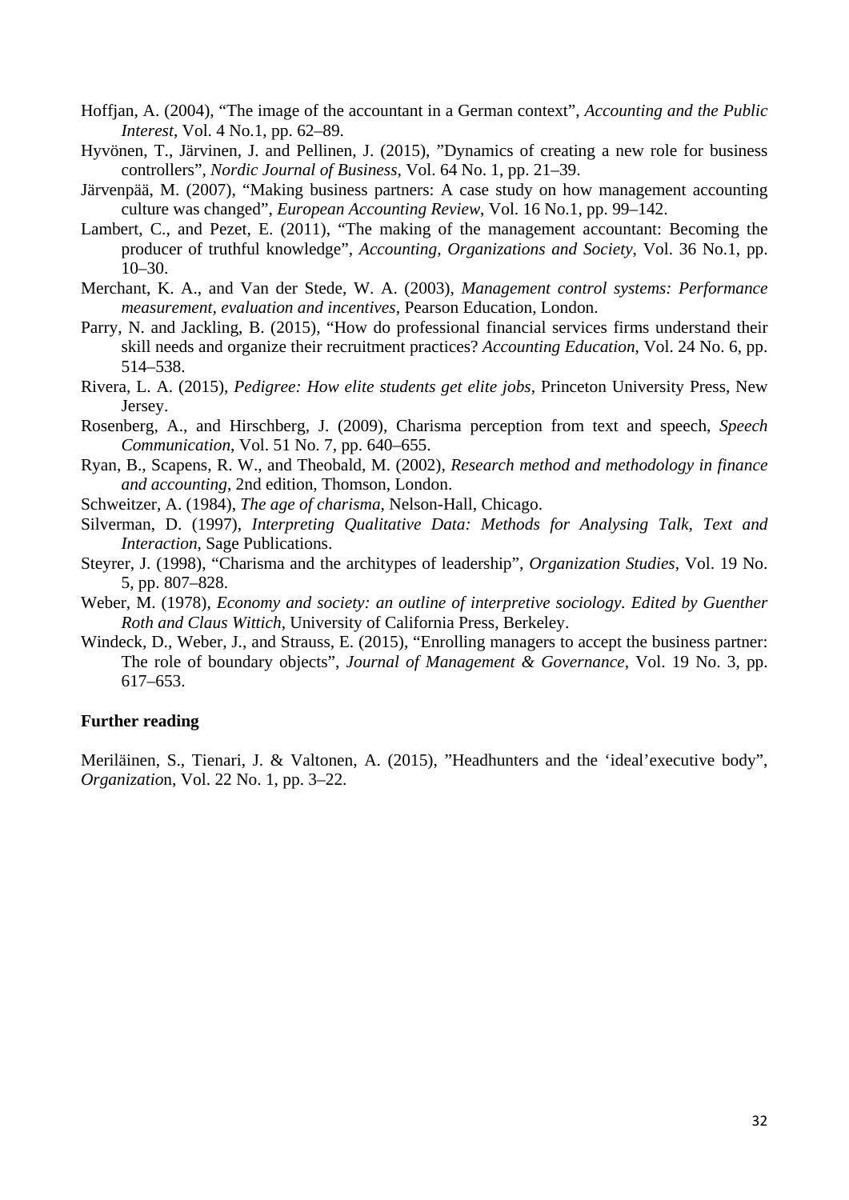Hoffjan, A. (2004), “The image of the accountant in a German context”, *Accounting and the Public Interest*, Vol. 4 No.1, pp. 62–89.

Hyvönen, T., Järvinen, J. and Pellinen, J. (2015), ”Dynamics of creating a new role for business controllers”, *Nordic Journal of Business*, Vol. 64 No. 1, pp. 21–39.

Järvenpää, M. (2007), “Making business partners: A case study on how management accounting culture was changed”, *European Accounting Review*, Vol. 16 No.1, pp. 99–142.

Lambert, C., and Pezet, E. (2011), “The making of the management accountant: Becoming the producer of truthful knowledge”, *Accounting, Organizations and Society*, Vol. 36 No.1, pp. 10–30.

Merchant, K. A., and Van der Stede, W. A. (2003), *Management control systems: Performance measurement, evaluation and incentives*, Pearson Education, London.

Parry, N. and Jackling, B. (2015), “How do professional financial services firms understand their skill needs and organize their recruitment practices? *Accounting Education*, Vol. 24 No. 6, pp. 514–538.

Rivera, L. A. (2015), *Pedigree: How elite students get elite jobs*, Princeton University Press, New Jersey.

Rosenberg, A., and Hirschberg, J. (2009), Charisma perception from text and speech, *Speech Communication*, Vol. 51 No. 7, pp. 640–655.

Ryan, B., Scapens, R. W., and Theobald, M. (2002), *Research method and methodology in finance and accounting*, 2nd edition, Thomson, London.

Schweitzer, A. (1984), *The age of charisma*, Nelson-Hall, Chicago.

Silverman, D. (1997), *Interpreting Qualitative Data: Methods for Analysing Talk, Text and Interaction*, Sage Publications.

Steyrer, J. (1998), “Charisma and the architypes of leadership”, *Organization Studies*, Vol. 19 No. 5, pp. 807–828.

Weber, M. (1978), *Economy and society: an outline of interpretive sociology. Edited by Guenther Roth and Claus Wittich*, University of California Press, Berkeley.

Windeck, D., Weber, J., and Strauss, E. (2015), “Enrolling managers to accept the business partner: The role of boundary objects”, *Journal of Management & Governance*, Vol. 19 No. 3, pp. 617–653.

**Further reading**

Meriläinen, S., Tienari, J. & Valtonen, A. (2015), ”Headhunters and the ‘ideal’executive body”, *Organizatio*n, Vol. 22 No. 1, pp. 3–22.